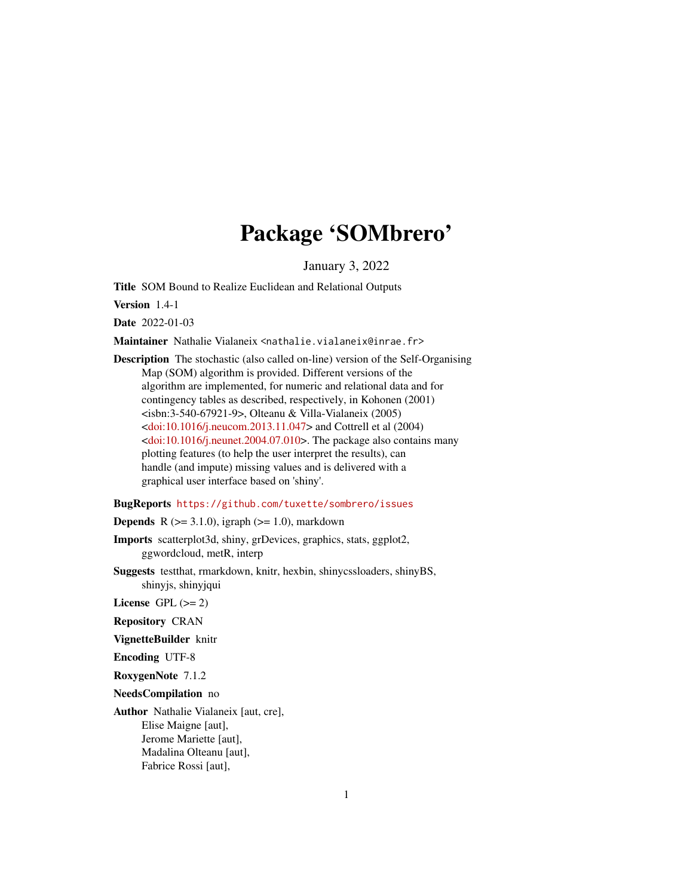# Package 'SOMbrero'

January 3, 2022

**Title** SOM Bound to Realize Euclidean and Relational Outputs

**Version** 1.4-1

**Date** 2022-01-03

**Maintainer** Nathalie Vialaneix <nathalie.vialaneix@inrae.fr>

**Description** The stochastic (also called on-line) version of the Self-Organising Map (SOM) algorithm is provided. Different versions of the algorithm are implemented, for numeric and relational data and for contingency tables as described, respectively, in Kohonen (2001) <isbn:3-540-67921-9>, Olteanu & Villa-Vialaneix (2005) <doi:10.1016/j.neucom.2013.11.047> and Cottrell et al (2004) <doi:10.1016/j.neunet.2004.07.010>. The package also contains many plotting features (to help the user interpret the results), can handle (and impute) missing values and is delivered with a graphical user interface based on 'shiny'.

**BugReports** https://github.com/tuxette/sombrero/issues

**Depends** R (>= 3.1.0), igraph (>= 1.0), markdown

**Imports** scatterplot3d, shiny, grDevices, graphics, stats, ggplot2, ggwordcloud, metR, interp

**Suggests** testthat, rmarkdown, knitr, hexbin, shinycssloaders, shinyBS, shinyjs, shinyjqui

**License** GPL (>= 2)

**Repository** CRAN

**VignetteBuilder** knitr

**Encoding** UTF-8

**RoxygenNote** 7.1.2

**NeedsCompilation** no

**Author** Nathalie Vialaneix [aut, cre],
Elise Maigne [aut],
Jerome Mariette [aut],
Madalina Olteanu [aut],
Fabrice Rossi [aut],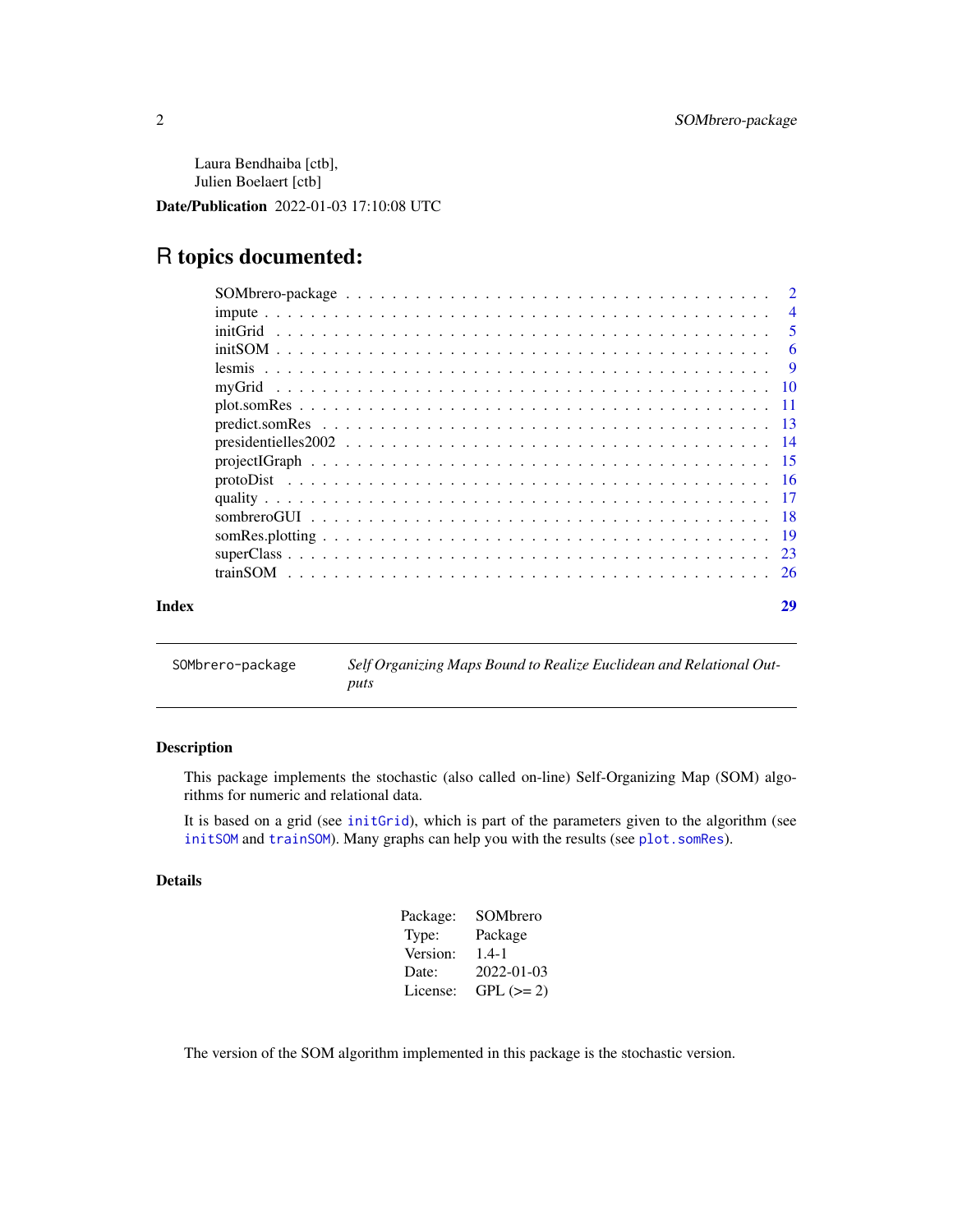Laura Bendhaiba [ctb],
Julien Boelaert [ctb]

**Date/Publication** 2022-01-03 17:10:08 UTC

# R topics documented:

- SOMbrero-package . . . . . . . . . . . . . . . . . . . . . . . . . . . . . . . . . . . . 2
- impute . . . . . . . . . . . . . . . . . . . . . . . . . . . . . . . . . . . . . . . . . . 4
- initGrid . . . . . . . . . . . . . . . . . . . . . . . . . . . . . . . . . . . . . . . . . 5
- initSOM . . . . . . . . . . . . . . . . . . . . . . . . . . . . . . . . . . . . . . . . . 6
- lesmis . . . . . . . . . . . . . . . . . . . . . . . . . . . . . . . . . . . . . . . . . . 9
- myGrid . . . . . . . . . . . . . . . . . . . . . . . . . . . . . . . . . . . . . . . . . 10
- plot.somRes . . . . . . . . . . . . . . . . . . . . . . . . . . . . . . . . . . . . . . 11
- predict.somRes . . . . . . . . . . . . . . . . . . . . . . . . . . . . . . . . . . . . 13
- presidentielles2002 . . . . . . . . . . . . . . . . . . . . . . . . . . . . . . . . . . 14
- projectIGraph . . . . . . . . . . . . . . . . . . . . . . . . . . . . . . . . . . . . . 15
- protoDist . . . . . . . . . . . . . . . . . . . . . . . . . . . . . . . . . . . . . . . . 16
- quality . . . . . . . . . . . . . . . . . . . . . . . . . . . . . . . . . . . . . . . . . 17
- sombreroGUI . . . . . . . . . . . . . . . . . . . . . . . . . . . . . . . . . . . . . . 18
- somRes.plotting . . . . . . . . . . . . . . . . . . . . . . . . . . . . . . . . . . . . 19
- superClass . . . . . . . . . . . . . . . . . . . . . . . . . . . . . . . . . . . . . . . 23
- trainSOM . . . . . . . . . . . . . . . . . . . . . . . . . . . . . . . . . . . . . . . . 26

**Index** **29**

---

`SOMbrero-package` *Self Organizing Maps Bound to Realize Euclidean and Relational Outputs*

---

### Description

This package implements the stochastic (also called on-line) Self-Organizing Map (SOM) algorithms for numeric and relational data.

It is based on a grid (see `initGrid`), which is part of the parameters given to the algorithm (see `initSOM` and `trainSOM`). Many graphs can help you with the results (see `plot.somRes`).

### Details

| | |
|---|---|
| Package: | SOMbrero |
| Type: | Package |
| Version: | 1.4-1 |
| Date: | 2022-01-03 |
| License: | GPL (>= 2) |

The version of the SOM algorithm implemented in this package is the stochastic version.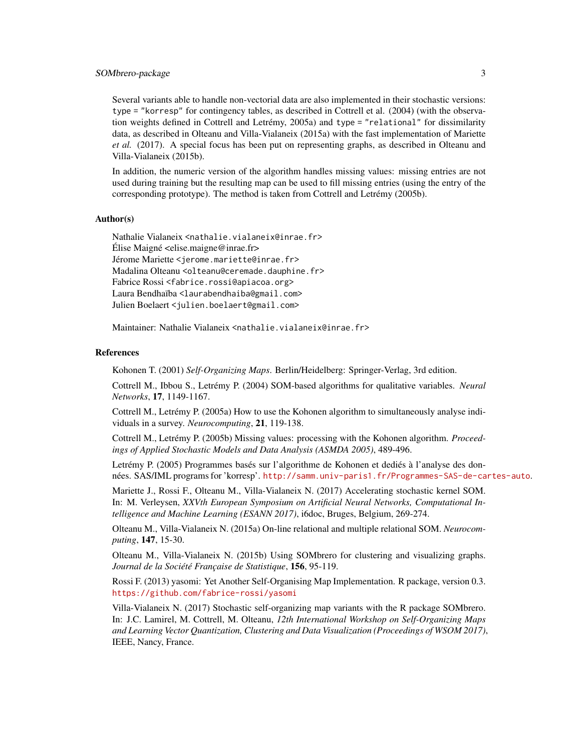Several variants able to handle non-vectorial data are also implemented in their stochastic versions: `type = "korresp"` for contingency tables, as described in Cottrell et al. (2004) (with the observation weights defined in Cottrell and Letrémy, 2005a) and `type = "relational"` for dissimilarity data, as described in Olteanu and Villa-Vialaneix (2015a) with the fast implementation of Mariette *et al.* (2017). A special focus has been put on representing graphs, as described in Olteanu and Villa-Vialaneix (2015b).

In addition, the numeric version of the algorithm handles missing values: missing entries are not used during training but the resulting map can be used to fill missing entries (using the entry of the corresponding prototype). The method is taken from Cottrell and Letrémy (2005b).

### Author(s)

Nathalie Vialaneix <nathalie.vialaneix@inrae.fr>
Élise Maigné <elise.maigne@inrae.fr>
Jérome Mariette <jerome.mariette@inrae.fr>
Madalina Olteanu <olteanu@ceremade.dauphine.fr>
Fabrice Rossi <fabrice.rossi@apiacoa.org>
Laura Bendhaïba <laurabendhaiba@gmail.com>
Julien Boelaert <julien.boelaert@gmail.com>

Maintainer: Nathalie Vialaneix <nathalie.vialaneix@inrae.fr>

### References

Kohonen T. (2001) *Self-Organizing Maps*. Berlin/Heidelberg: Springer-Verlag, 3rd edition.

Cottrell M., Ibbou S., Letrémy P. (2004) SOM-based algorithms for qualitative variables. *Neural Networks*, **17**, 1149-1167.

Cottrell M., Letrémy P. (2005a) How to use the Kohonen algorithm to simultaneously analyse individuals in a survey. *Neurocomputing*, **21**, 119-138.

Cottrell M., Letrémy P. (2005b) Missing values: processing with the Kohonen algorithm. *Proceedings of Applied Stochastic Models and Data Analysis (ASMDA 2005)*, 489-496.

Letrémy P. (2005) Programmes basés sur l'algorithme de Kohonen et dediés à l'analyse des données. SAS/IML programs for 'korresp'. http://samm.univ-paris1.fr/Programmes-SAS-de-cartes-auto.

Mariette J., Rossi F., Olteanu M., Villa-Vialaneix N. (2017) Accelerating stochastic kernel SOM. In: M. Verleysen, *XXVth European Symposium on Artificial Neural Networks, Computational Intelligence and Machine Learning (ESANN 2017)*, i6doc, Bruges, Belgium, 269-274.

Olteanu M., Villa-Vialaneix N. (2015a) On-line relational and multiple relational SOM. *Neurocomputing*, **147**, 15-30.

Olteanu M., Villa-Vialaneix N. (2015b) Using SOMbrero for clustering and visualizing graphs. *Journal de la Société Française de Statistique*, **156**, 95-119.

Rossi F. (2013) yasomi: Yet Another Self-Organising Map Implementation. R package, version 0.3. https://github.com/fabrice-rossi/yasomi

Villa-Vialaneix N. (2017) Stochastic self-organizing map variants with the R package SOMbrero. In: J.C. Lamirel, M. Cottrell, M. Olteanu, *12th International Workshop on Self-Organizing Maps and Learning Vector Quantization, Clustering and Data Visualization (Proceedings of WSOM 2017)*, IEEE, Nancy, France.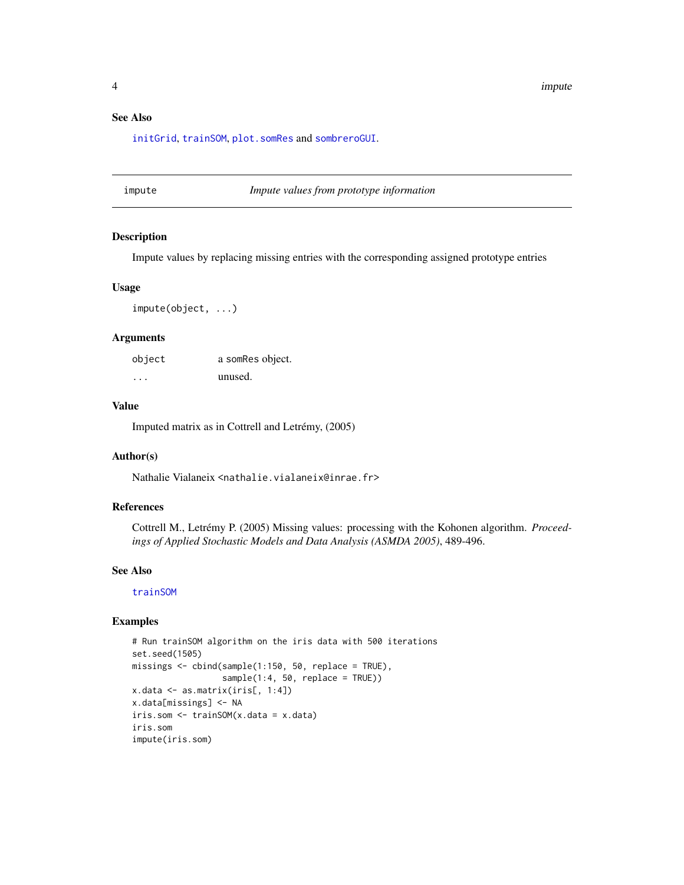### See Also

initGrid, trainSOM, plot.somRes and sombreroGUI.

## impute — *Impute values from prototype information*

### Description

Impute values by replacing missing entries with the corresponding assigned prototype entries

### Usage

```
impute(object, ...)
```

### Arguments

| | |
|---|---|
| object | a somRes object. |
| ... | unused. |

### Value

Imputed matrix as in Cottrell and Letrémy, (2005)

### Author(s)

Nathalie Vialaneix <nathalie.vialaneix@inrae.fr>

### References

Cottrell M., Letrémy P. (2005) Missing values: processing with the Kohonen algorithm. *Proceedings of Applied Stochastic Models and Data Analysis (ASMDA 2005)*, 489-496.

### See Also

trainSOM

### Examples

```
# Run trainSOM algorithm on the iris data with 500 iterations
set.seed(1505)
missings <- cbind(sample(1:150, 50, replace = TRUE),
                  sample(1:4, 50, replace = TRUE))
x.data <- as.matrix(iris[, 1:4])
x.data[missings] <- NA
iris.som <- trainSOM(x.data = x.data)
iris.som
impute(iris.som)
```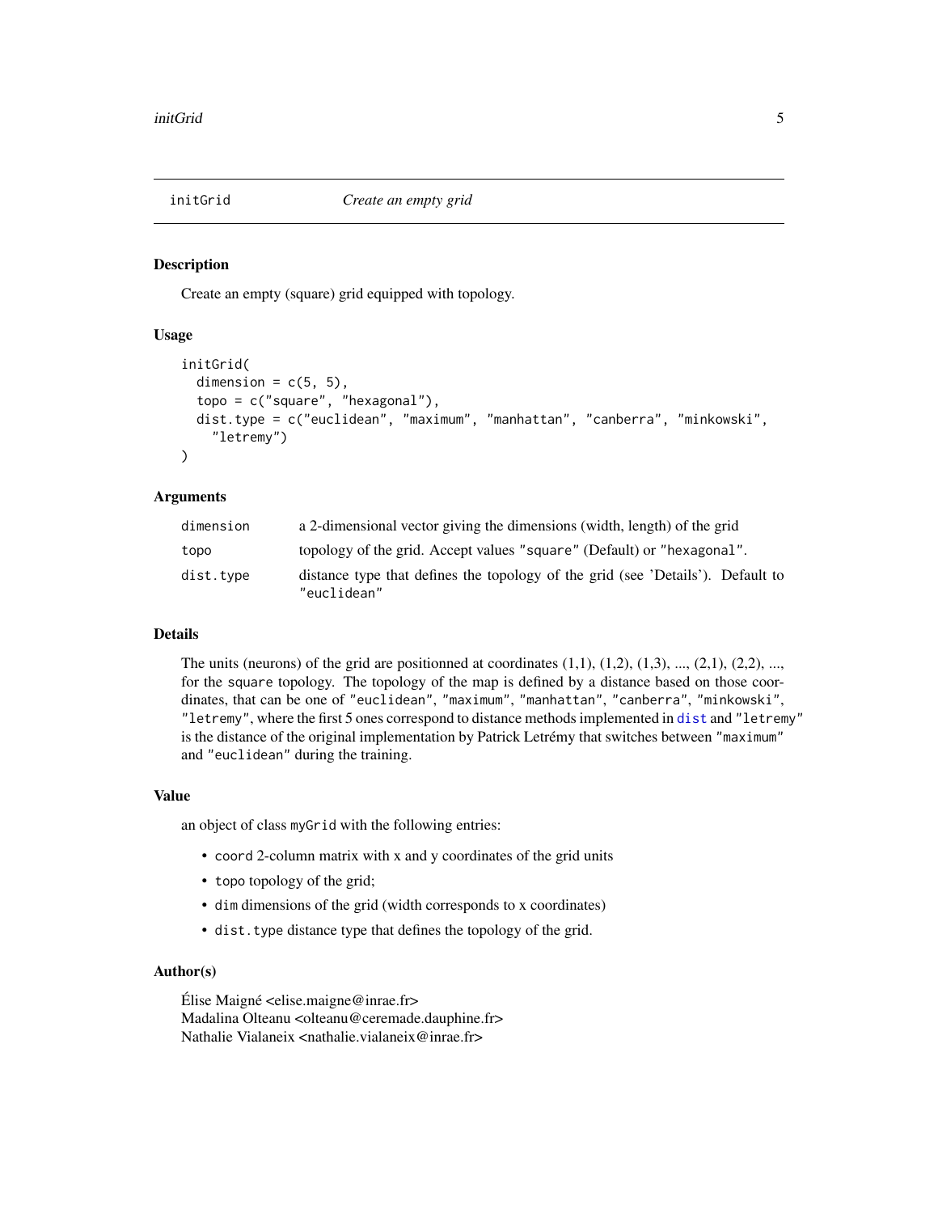## initGrid — *Create an empty grid*

### Description

Create an empty (square) grid equipped with topology.

### Usage

```
initGrid(
  dimension = c(5, 5),
  topo = c("square", "hexagonal"),
  dist.type = c("euclidean", "maximum", "manhattan", "canberra", "minkowski",
    "letremy")
)
```

### Arguments

| | |
|---|---|
| `dimension` | a 2-dimensional vector giving the dimensions (width, length) of the grid |
| `topo` | topology of the grid. Accept values `"square"` (Default) or `"hexagonal"`. |
| `dist.type` | distance type that defines the topology of the grid (see 'Details'). Default to `"euclidean"` |

### Details

The units (neurons) of the grid are positionned at coordinates (1,1), (1,2), (1,3), ..., (2,1), (2,2), ..., for the `square` topology. The topology of the map is defined by a distance based on those coordinates, that can be one of `"euclidean"`, `"maximum"`, `"manhattan"`, `"canberra"`, `"minkowski"`, `"letremy"`, where the first 5 ones correspond to distance methods implemented in `dist` and `"letremy"` is the distance of the original implementation by Patrick Letrémy that switches between `"maximum"` and `"euclidean"` during the training.

### Value

an object of class `myGrid` with the following entries:

- `coord` 2-column matrix with x and y coordinates of the grid units
- `topo` topology of the grid;
- `dim` dimensions of the grid (width corresponds to x coordinates)
- `dist.type` distance type that defines the topology of the grid.

### Author(s)

Élise Maigné <elise.maigne@inrae.fr>
Madalina Olteanu <olteanu@ceremade.dauphine.fr>
Nathalie Vialaneix <nathalie.vialaneix@inrae.fr>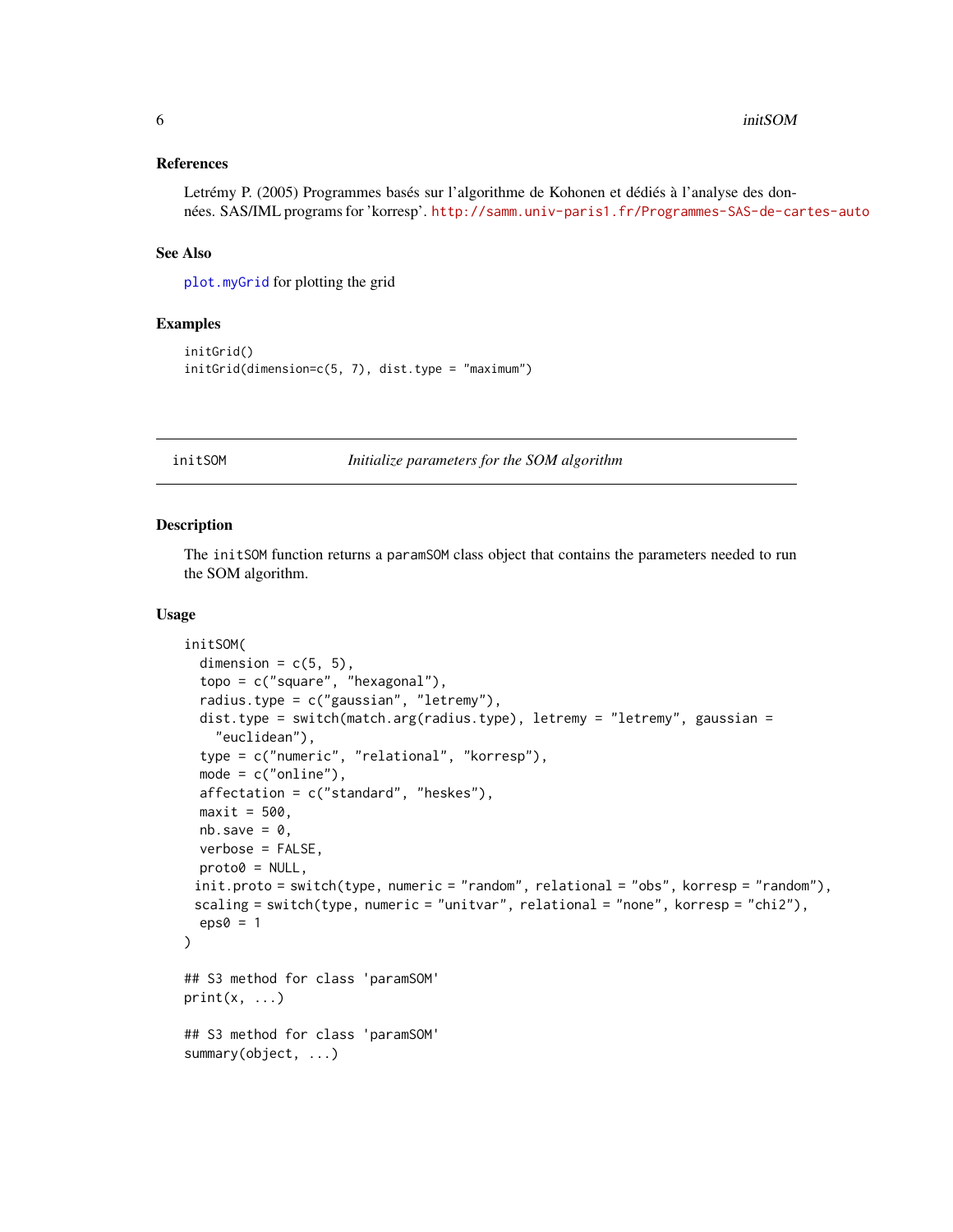### References

Letrémy P. (2005) Programmes basés sur l'algorithme de Kohonen et dédiés à l'analyse des données. SAS/IML programs for 'korresp'. http://samm.univ-paris1.fr/Programmes-SAS-de-cartes-auto

### See Also

plot.myGrid for plotting the grid

### Examples

```
initGrid()
initGrid(dimension=c(5, 7), dist.type = "maximum")
```

---

## initSOM — *Initialize parameters for the SOM algorithm*

---

### Description

The initSOM function returns a paramSOM class object that contains the parameters needed to run the SOM algorithm.

### Usage

```
initSOM(
  dimension = c(5, 5),
  topo = c("square", "hexagonal"),
  radius.type = c("gaussian", "letremy"),
  dist.type = switch(match.arg(radius.type), letremy = "letremy", gaussian =
    "euclidean"),
  type = c("numeric", "relational", "korresp"),
  mode = c("online"),
  affectation = c("standard", "heskes"),
  maxit = 500,
  nb.save = 0,
  verbose = FALSE,
  proto0 = NULL,
 init.proto = switch(type, numeric = "random", relational = "obs", korresp = "random"),
 scaling = switch(type, numeric = "unitvar", relational = "none", korresp = "chi2"),
  eps0 = 1
)

## S3 method for class 'paramSOM'
print(x, ...)

## S3 method for class 'paramSOM'
summary(object, ...)
```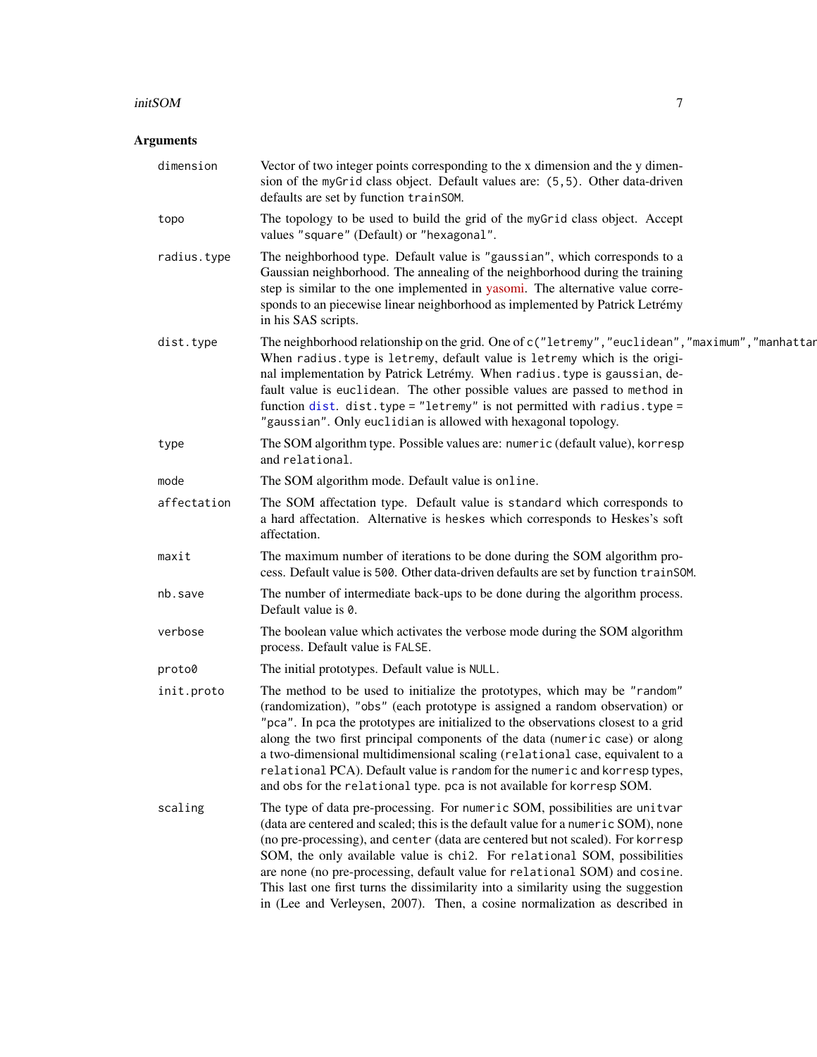## Arguments

| | |
|---|---|
| dimension | Vector of two integer points corresponding to the x dimension and the y dimension of the myGrid class object. Default values are: (5,5). Other data-driven defaults are set by function trainSOM. |
| topo | The topology to be used to build the grid of the myGrid class object. Accept values "square" (Default) or "hexagonal". |
| radius.type | The neighborhood type. Default value is "gaussian", which corresponds to a Gaussian neighborhood. The annealing of the neighborhood during the training step is similar to the one implemented in yasomi. The alternative value corresponds to an piecewise linear neighborhood as implemented by Patrick Letrémy in his SAS scripts. |
| dist.type | The neighborhood relationship on the grid. One of c("letremy","euclidean","maximum","manhattan When radius.type is letremy, default value is letremy which is the original implementation by Patrick Letrémy. When radius.type is gaussian, default value is euclidean. The other possible values are passed to method in function dist. dist.type = "letremy" is not permitted with radius.type = "gaussian". Only euclidian is allowed with hexagonal topology. |
| type | The SOM algorithm type. Possible values are: numeric (default value), korresp and relational. |
| mode | The SOM algorithm mode. Default value is online. |
| affectation | The SOM affectation type. Default value is standard which corresponds to a hard affectation. Alternative is heskes which corresponds to Heskes's soft affectation. |
| maxit | The maximum number of iterations to be done during the SOM algorithm process. Default value is 500. Other data-driven defaults are set by function trainSOM. |
| nb.save | The number of intermediate back-ups to be done during the algorithm process. Default value is 0. |
| verbose | The boolean value which activates the verbose mode during the SOM algorithm process. Default value is FALSE. |
| proto0 | The initial prototypes. Default value is NULL. |
| init.proto | The method to be used to initialize the prototypes, which may be "random" (randomization), "obs" (each prototype is assigned a random observation) or "pca". In pca the prototypes are initialized to the observations closest to a grid along the two first principal components of the data (numeric case) or along a two-dimensional multidimensional scaling (relational case, equivalent to a relational PCA). Default value is random for the numeric and korresp types, and obs for the relational type. pca is not available for korresp SOM. |
| scaling | The type of data pre-processing. For numeric SOM, possibilities are unitvar (data are centered and scaled; this is the default value for a numeric SOM), none (no pre-processing), and center (data are centered but not scaled). For korresp SOM, the only available value is chi2. For relational SOM, possibilities are none (no pre-processing, default value for relational SOM) and cosine. This last one first turns the dissimilarity into a similarity using the suggestion in (Lee and Verleysen, 2007). Then, a cosine normalization as described in |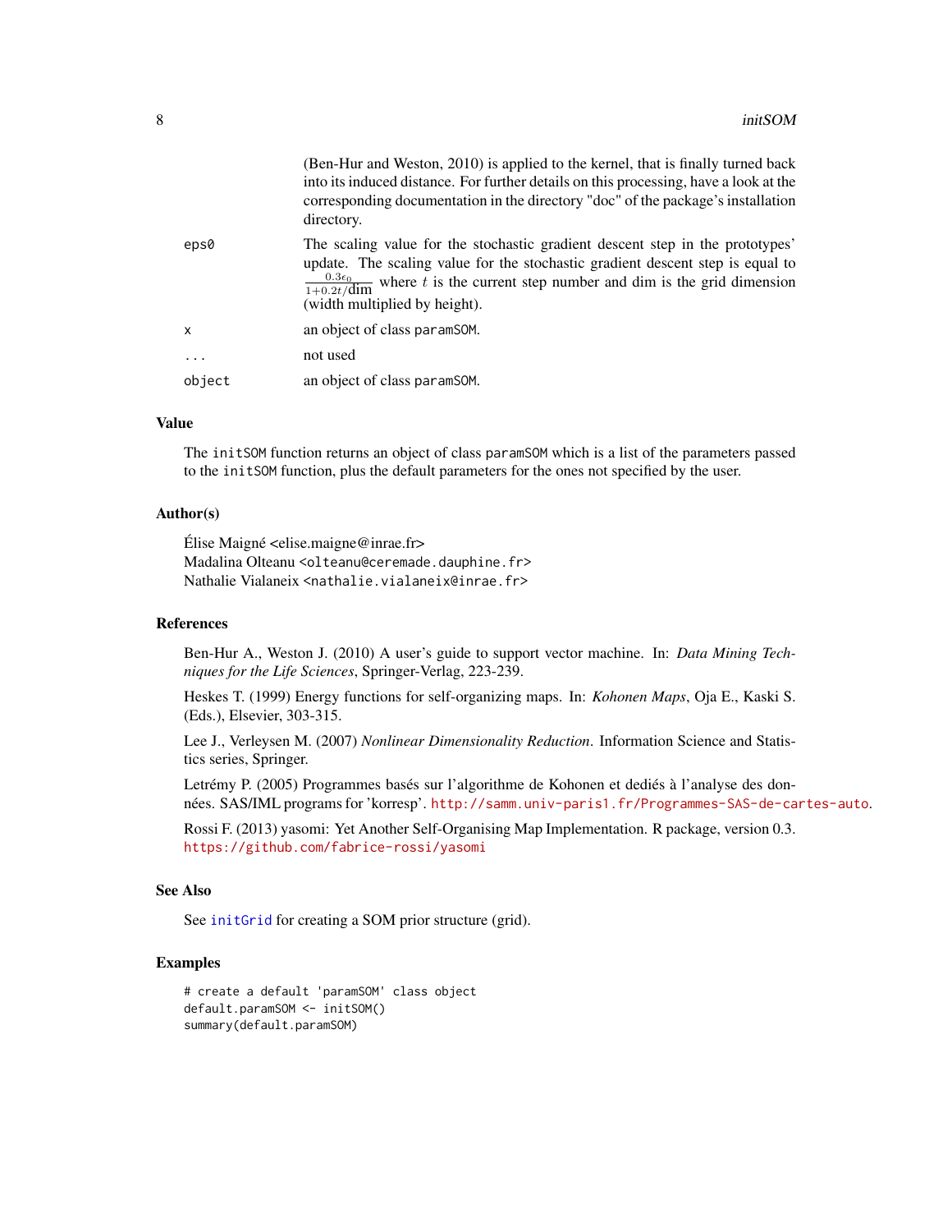| | |
|---|---|
| | (Ben-Hur and Weston, 2010) is applied to the kernel, that is finally turned back into its induced distance. For further details on this processing, have a look at the corresponding documentation in the directory "doc" of the package's installation directory. |
| `eps0` | The scaling value for the stochastic gradient descent step in the prototypes' update. The scaling value for the stochastic gradient descent step is equal to $\frac{0.3\epsilon_0}{1+0.2t/\text{dim}}$ where $t$ is the current step number and dim is the grid dimension (width multiplied by height). |
| `x` | an object of class `paramSOM`. |
| `...` | not used |
| `object` | an object of class `paramSOM`. |

## Value

The `initSOM` function returns an object of class `paramSOM` which is a list of the parameters passed to the `initSOM` function, plus the default parameters for the ones not specified by the user.

## Author(s)

Élise Maigné <elise.maigne@inrae.fr>
Madalina Olteanu <olteanu@ceremade.dauphine.fr>
Nathalie Vialaneix <nathalie.vialaneix@inrae.fr>

## References

Ben-Hur A., Weston J. (2010) A user's guide to support vector machine. In: *Data Mining Techniques for the Life Sciences*, Springer-Verlag, 223-239.

Heskes T. (1999) Energy functions for self-organizing maps. In: *Kohonen Maps*, Oja E., Kaski S. (Eds.), Elsevier, 303-315.

Lee J., Verleysen M. (2007) *Nonlinear Dimensionality Reduction*. Information Science and Statistics series, Springer.

Letrémy P. (2005) Programmes basés sur l'algorithme de Kohonen et dediés à l'analyse des données. SAS/IML programs for 'korresp'. http://samm.univ-paris1.fr/Programmes-SAS-de-cartes-auto.

Rossi F. (2013) yasomi: Yet Another Self-Organising Map Implementation. R package, version 0.3. https://github.com/fabrice-rossi/yasomi

## See Also

See `initGrid` for creating a SOM prior structure (grid).

## Examples

```
# create a default 'paramSOM' class object
default.paramSOM <- initSOM()
summary(default.paramSOM)
```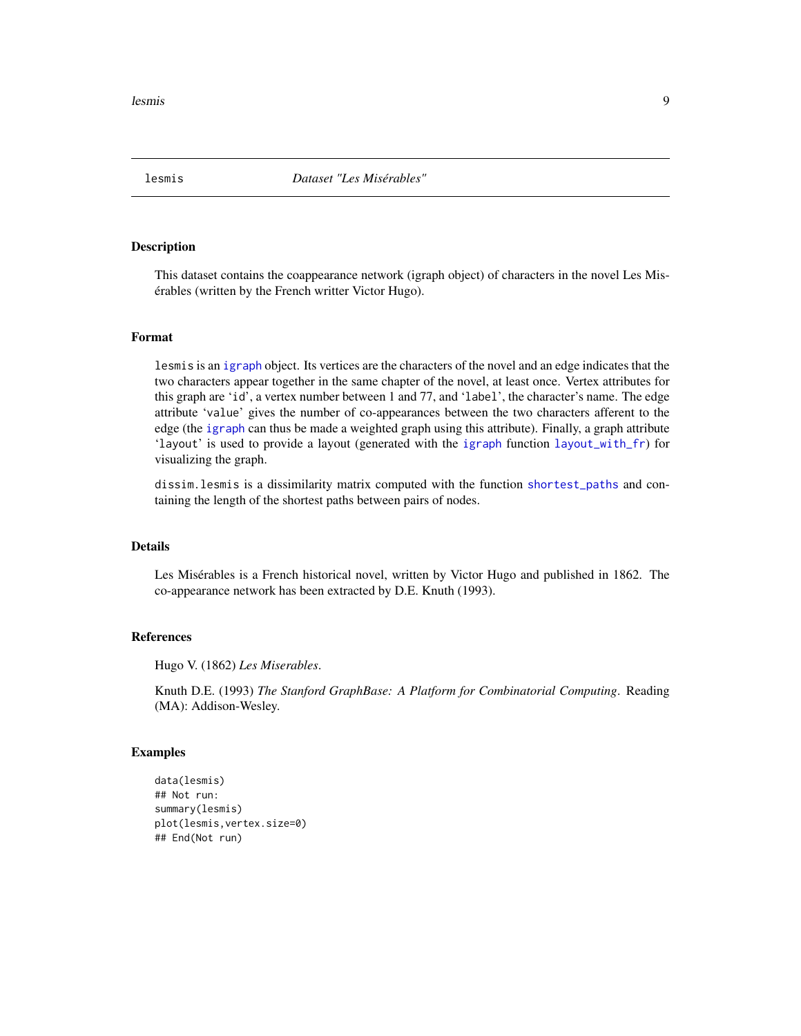# lesmis — *Dataset "Les Misérables"*

## Description

This dataset contains the coappearance network (igraph object) of characters in the novel Les Misérables (written by the French writter Victor Hugo).

## Format

`lesmis` is an `igraph` object. Its vertices are the characters of the novel and an edge indicates that the two characters appear together in the same chapter of the novel, at least once. Vertex attributes for this graph are '`id`', a vertex number between 1 and 77, and '`label`', the character's name. The edge attribute '`value`' gives the number of co-appearances between the two characters afferent to the edge (the `igraph` can thus be made a weighted graph using this attribute). Finally, a graph attribute '`layout`' is used to provide a layout (generated with the `igraph` function `layout_with_fr`) for visualizing the graph.

`dissim.lesmis` is a dissimilarity matrix computed with the function `shortest_paths` and containing the length of the shortest paths between pairs of nodes.

## Details

Les Misérables is a French historical novel, written by Victor Hugo and published in 1862. The co-appearance network has been extracted by D.E. Knuth (1993).

## References

Hugo V. (1862) *Les Miserables*.

Knuth D.E. (1993) *The Stanford GraphBase: A Platform for Combinatorial Computing*. Reading (MA): Addison-Wesley.

## Examples

```
data(lesmis)
## Not run:
summary(lesmis)
plot(lesmis,vertex.size=0)
## End(Not run)
```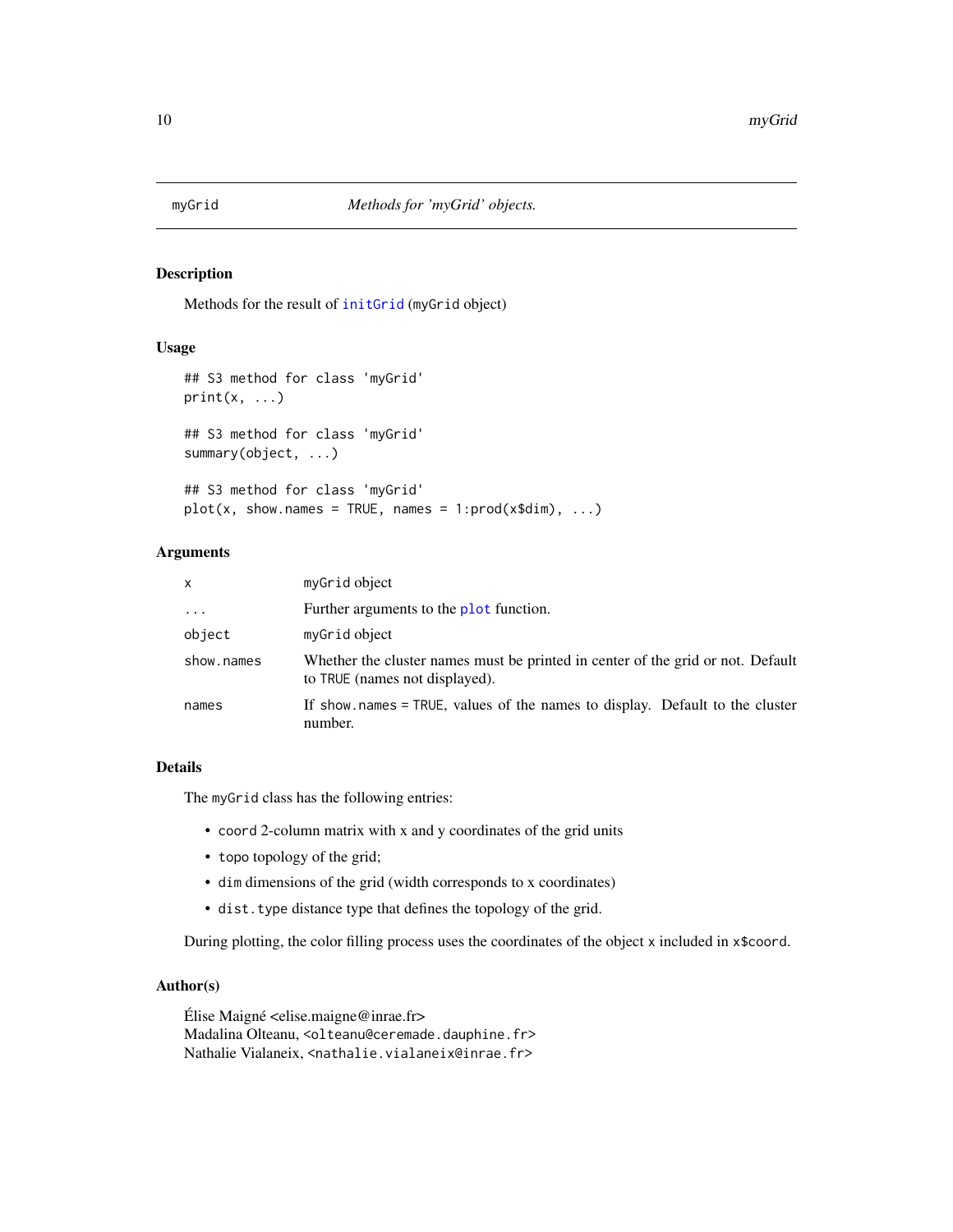myGrid *Methods for 'myGrid' objects.*

## Description

Methods for the result of `initGrid` (`myGrid` object)

## Usage

```
## S3 method for class 'myGrid'
print(x, ...)

## S3 method for class 'myGrid'
summary(object, ...)

## S3 method for class 'myGrid'
plot(x, show.names = TRUE, names = 1:prod(x$dim), ...)
```

## Arguments

| | |
|---|---|
| `x` | `myGrid` object |
| `...` | Further arguments to the `plot` function. |
| `object` | `myGrid` object |
| `show.names` | Whether the cluster names must be printed in center of the grid or not. Default to `TRUE` (names not displayed). |
| `names` | If `show.names = TRUE`, values of the names to display. Default to the cluster number. |

## Details

The `myGrid` class has the following entries:

- `coord` 2-column matrix with x and y coordinates of the grid units
- `topo` topology of the grid;
- `dim` dimensions of the grid (width corresponds to x coordinates)
- `dist.type` distance type that defines the topology of the grid.

During plotting, the color filling process uses the coordinates of the object `x` included in `x$coord`.

## Author(s)

Élise Maigné <elise.maigne@inrae.fr>
Madalina Olteanu, <olteanu@ceremade.dauphine.fr>
Nathalie Vialaneix, <nathalie.vialaneix@inrae.fr>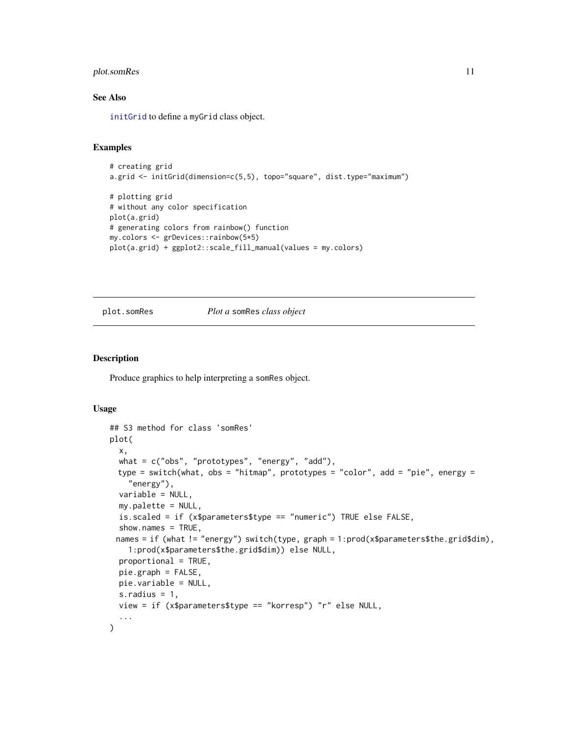### See Also

initGrid to define a myGrid class object.

### Examples

```
# creating grid
a.grid <- initGrid(dimension=c(5,5), topo="square", dist.type="maximum")

# plotting grid
# without any color specification
plot(a.grid)
# generating colors from rainbow() function
my.colors <- grDevices::rainbow(5*5)
plot(a.grid) + ggplot2::scale_fill_manual(values = my.colors)
```

---

## plot.somRes — *Plot a* somRes *class object*

---

### Description

Produce graphics to help interpreting a somRes object.

### Usage

```
## S3 method for class 'somRes'
plot(
  x,
  what = c("obs", "prototypes", "energy", "add"),
  type = switch(what, obs = "hitmap", prototypes = "color", add = "pie", energy =
    "energy"),
  variable = NULL,
  my.palette = NULL,
  is.scaled = if (x$parameters$type == "numeric") TRUE else FALSE,
  show.names = TRUE,
  names = if (what != "energy") switch(type, graph = 1:prod(x$parameters$the.grid$dim),
    1:prod(x$parameters$the.grid$dim)) else NULL,
  proportional = TRUE,
  pie.graph = FALSE,
  pie.variable = NULL,
  s.radius = 1,
  view = if (x$parameters$type == "korresp") "r" else NULL,
  ...
)
```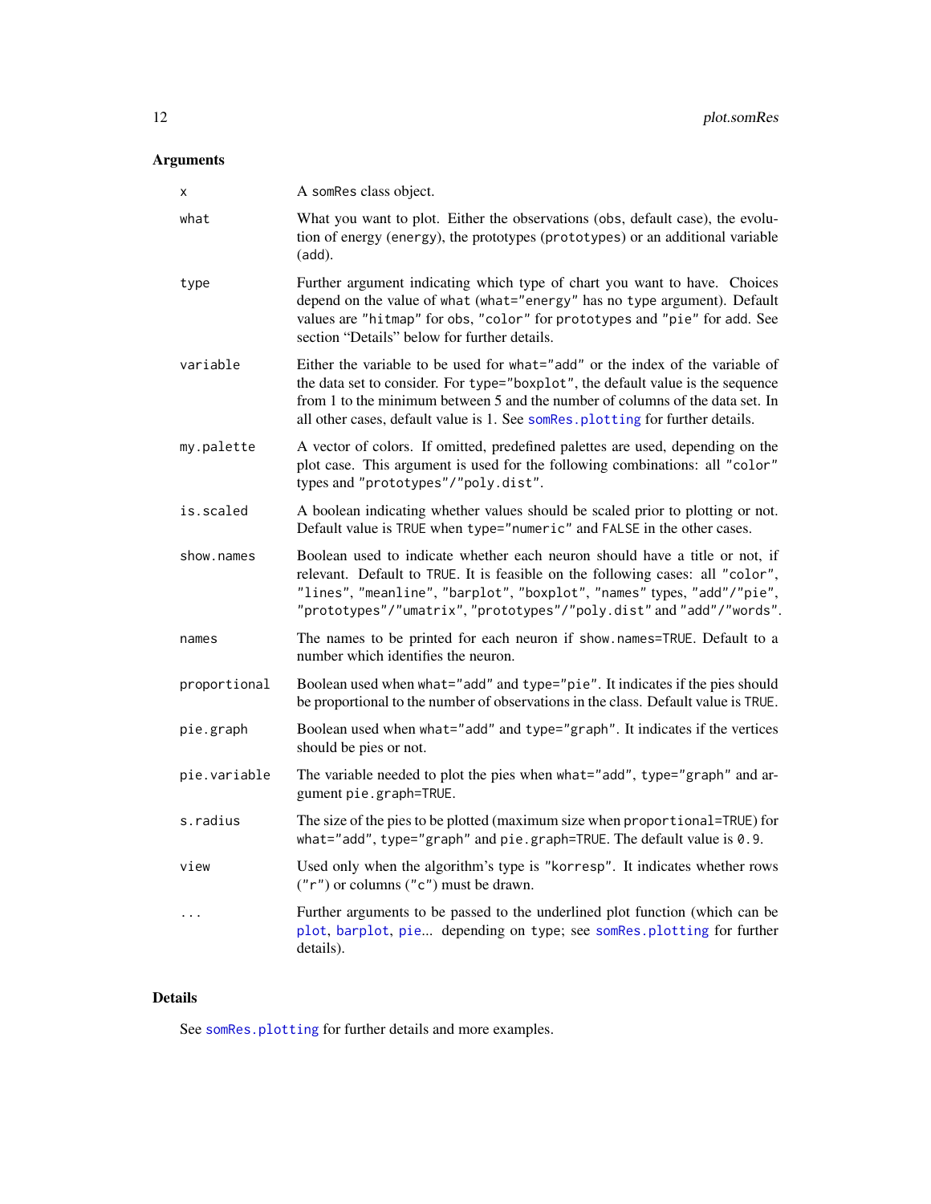### Arguments

| | |
|---|---|
| `x` | A `somRes` class object. |
| `what` | What you want to plot. Either the observations (`obs`, default case), the evolution of energy (`energy`), the prototypes (`prototypes`) or an additional variable (`add`). |
| `type` | Further argument indicating which type of chart you want to have. Choices depend on the value of `what` (`what="energy"` has no `type` argument). Default values are `"hitmap"` for `obs`, `"color"` for `prototypes` and `"pie"` for `add`. See section "Details" below for further details. |
| `variable` | Either the variable to be used for `what="add"` or the index of the variable of the data set to consider. For `type="boxplot"`, the default value is the sequence from 1 to the minimum between 5 and the number of columns of the data set. In all other cases, default value is 1. See `somRes.plotting` for further details. |
| `my.palette` | A vector of colors. If omitted, predefined palettes are used, depending on the plot case. This argument is used for the following combinations: all `"color"` types and `"prototypes"`/`"poly.dist"`. |
| `is.scaled` | A boolean indicating whether values should be scaled prior to plotting or not. Default value is `TRUE` when `type="numeric"` and `FALSE` in the other cases. |
| `show.names` | Boolean used to indicate whether each neuron should have a title or not, if relevant. Default to `TRUE`. It is feasible on the following cases: all `"color"`, `"lines"`, `"meanline"`, `"barplot"`, `"boxplot"`, `"names"` types, `"add"`/`"pie"`, `"prototypes"`/`"umatrix"`, `"prototypes"`/`"poly.dist"` and `"add"`/`"words"`. |
| `names` | The names to be printed for each neuron if `show.names=TRUE`. Default to a number which identifies the neuron. |
| `proportional` | Boolean used when `what="add"` and `type="pie"`. It indicates if the pies should be proportional to the number of observations in the class. Default value is `TRUE`. |
| `pie.graph` | Boolean used when `what="add"` and `type="graph"`. It indicates if the vertices should be pies or not. |
| `pie.variable` | The variable needed to plot the pies when `what="add"`, `type="graph"` and argument `pie.graph=TRUE`. |
| `s.radius` | The size of the pies to be plotted (maximum size when `proportional=TRUE`) for `what="add"`, `type="graph"` and `pie.graph=TRUE`. The default value is `0.9`. |
| `view` | Used only when the algorithm's type is `"korresp"`. It indicates whether rows (`"r"`) or columns (`"c"`) must be drawn. |
| `...` | Further arguments to be passed to the underlined plot function (which can be `plot`, `barplot`, `pie`... depending on `type`; see `somRes.plotting` for further details). |

### Details

See `somRes.plotting` for further details and more examples.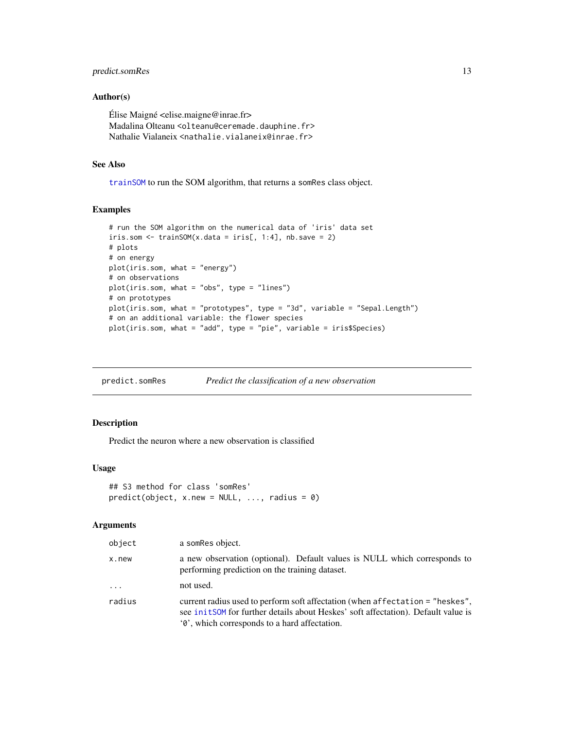### Author(s)

Élise Maigné <elise.maigne@inrae.fr>
Madalina Olteanu <olteanu@ceremade.dauphine.fr>
Nathalie Vialaneix <nathalie.vialaneix@inrae.fr>

### See Also

trainSOM to run the SOM algorithm, that returns a somRes class object.

### Examples

```
# run the SOM algorithm on the numerical data of 'iris' data set
iris.som <- trainSOM(x.data = iris[, 1:4], nb.save = 2)
# plots
# on energy
plot(iris.som, what = "energy")
# on observations
plot(iris.som, what = "obs", type = "lines")
# on prototypes
plot(iris.som, what = "prototypes", type = "3d", variable = "Sepal.Length")
# on an additional variable: the flower species
plot(iris.som, what = "add", type = "pie", variable = iris$Species)
```

---

## predict.somRes *Predict the classification of a new observation*

### Description

Predict the neuron where a new observation is classified

### Usage

```
## S3 method for class 'somRes'
predict(object, x.new = NULL, ..., radius = 0)
```

### Arguments

| | |
|---|---|
| object | a somRes object. |
| x.new | a new observation (optional). Default values is NULL which corresponds to performing prediction on the training dataset. |
| ... | not used. |
| radius | current radius used to perform soft affectation (when affectation = "heskes", see initSOM for further details about Heskes' soft affectation). Default value is '0', which corresponds to a hard affectation. |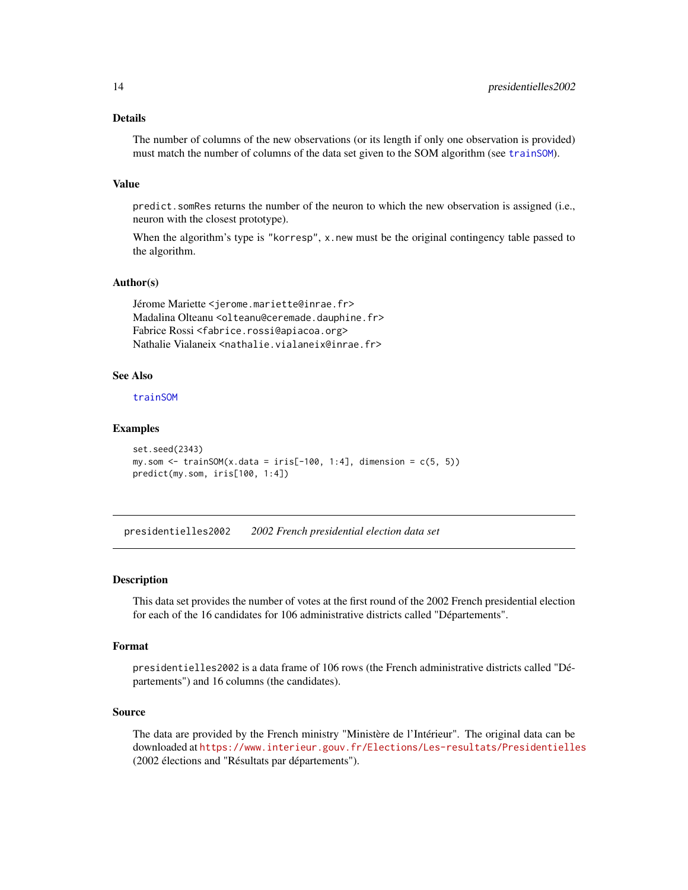### Details

The number of columns of the new observations (or its length if only one observation is provided) must match the number of columns of the data set given to the SOM algorithm (see trainSOM).

### Value

predict.somRes returns the number of the neuron to which the new observation is assigned (i.e., neuron with the closest prototype).

When the algorithm's type is "korresp", x.new must be the original contingency table passed to the algorithm.

### Author(s)

Jérome Mariette <jerome.mariette@inrae.fr>  
Madalina Olteanu <olteanu@ceremade.dauphine.fr>  
Fabrice Rossi <fabrice.rossi@apiacoa.org>  
Nathalie Vialaneix <nathalie.vialaneix@inrae.fr>

### See Also

trainSOM

### Examples

```
set.seed(2343)
my.som <- trainSOM(x.data = iris[-100, 1:4], dimension = c(5, 5))
predict(my.som, iris[100, 1:4])
```

---

## presidentielles2002 *2002 French presidential election data set*

---

### Description

This data set provides the number of votes at the first round of the 2002 French presidential election for each of the 16 candidates for 106 administrative districts called "Départements".

### Format

presidentielles2002 is a data frame of 106 rows (the French administrative districts called "Départements") and 16 columns (the candidates).

### Source

The data are provided by the French ministry "Ministère de l'Intérieur". The original data can be downloaded at https://www.interieur.gouv.fr/Elections/Les-resultats/Presidentielles (2002 élections and "Résultats par départements").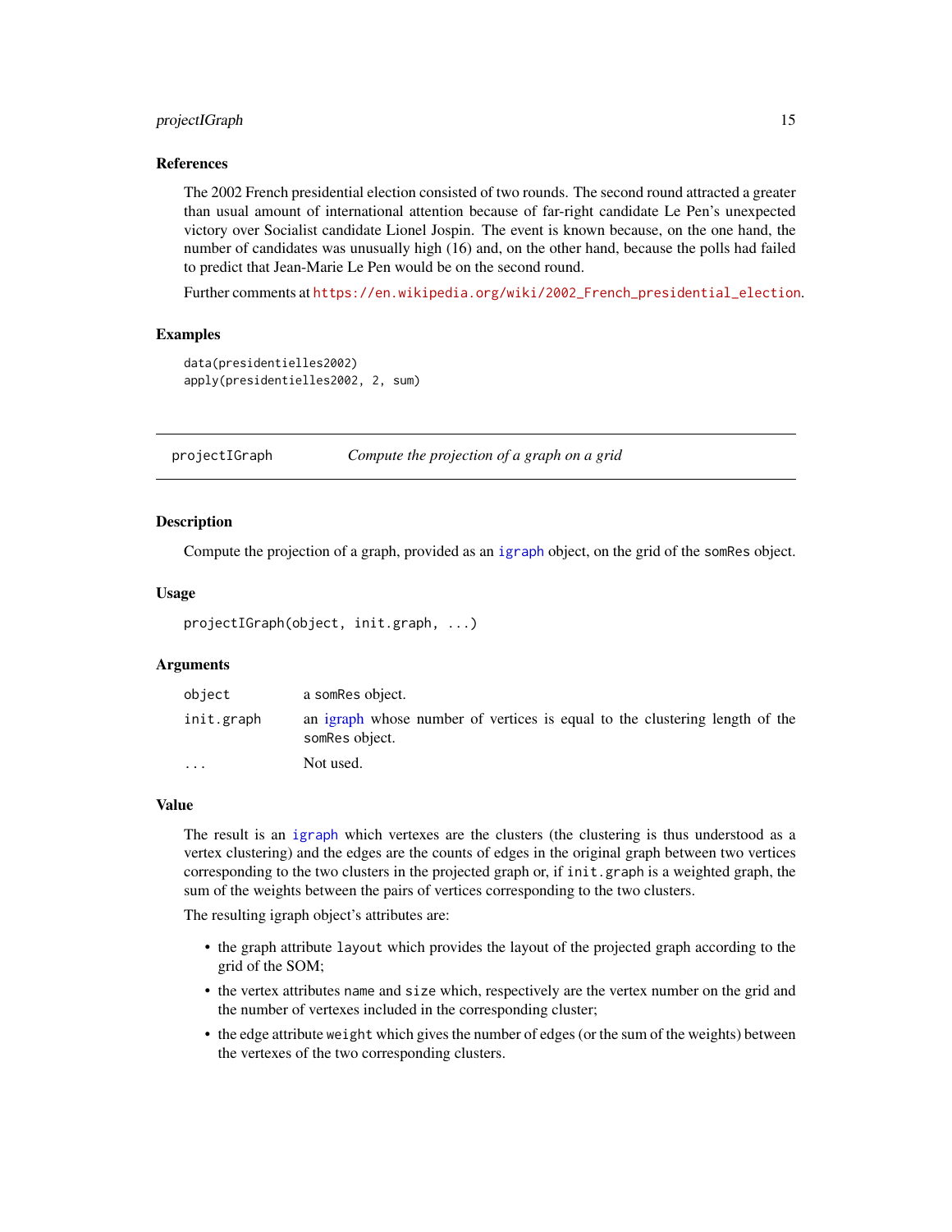### References

The 2002 French presidential election consisted of two rounds. The second round attracted a greater than usual amount of international attention because of far-right candidate Le Pen's unexpected victory over Socialist candidate Lionel Jospin. The event is known because, on the one hand, the number of candidates was unusually high (16) and, on the other hand, because the polls had failed to predict that Jean-Marie Le Pen would be on the second round.

Further comments at https://en.wikipedia.org/wiki/2002_French_presidential_election.

### Examples

```
data(presidentielles2002)
apply(presidentielles2002, 2, sum)
```

---

## projectIGraph — *Compute the projection of a graph on a grid*

### Description

Compute the projection of a graph, provided as an igraph object, on the grid of the somRes object.

### Usage

```
projectIGraph(object, init.graph, ...)
```

### Arguments

| | |
|---|---|
| object | a somRes object. |
| init.graph | an igraph whose number of vertices is equal to the clustering length of the somRes object. |
| ... | Not used. |

### Value

The result is an igraph which vertexes are the clusters (the clustering is thus understood as a vertex clustering) and the edges are the counts of edges in the original graph between two vertices corresponding to the two clusters in the projected graph or, if init.graph is a weighted graph, the sum of the weights between the pairs of vertices corresponding to the two clusters.

The resulting igraph object's attributes are:

- the graph attribute layout which provides the layout of the projected graph according to the grid of the SOM;
- the vertex attributes name and size which, respectively are the vertex number on the grid and the number of vertexes included in the corresponding cluster;
- the edge attribute weight which gives the number of edges (or the sum of the weights) between the vertexes of the two corresponding clusters.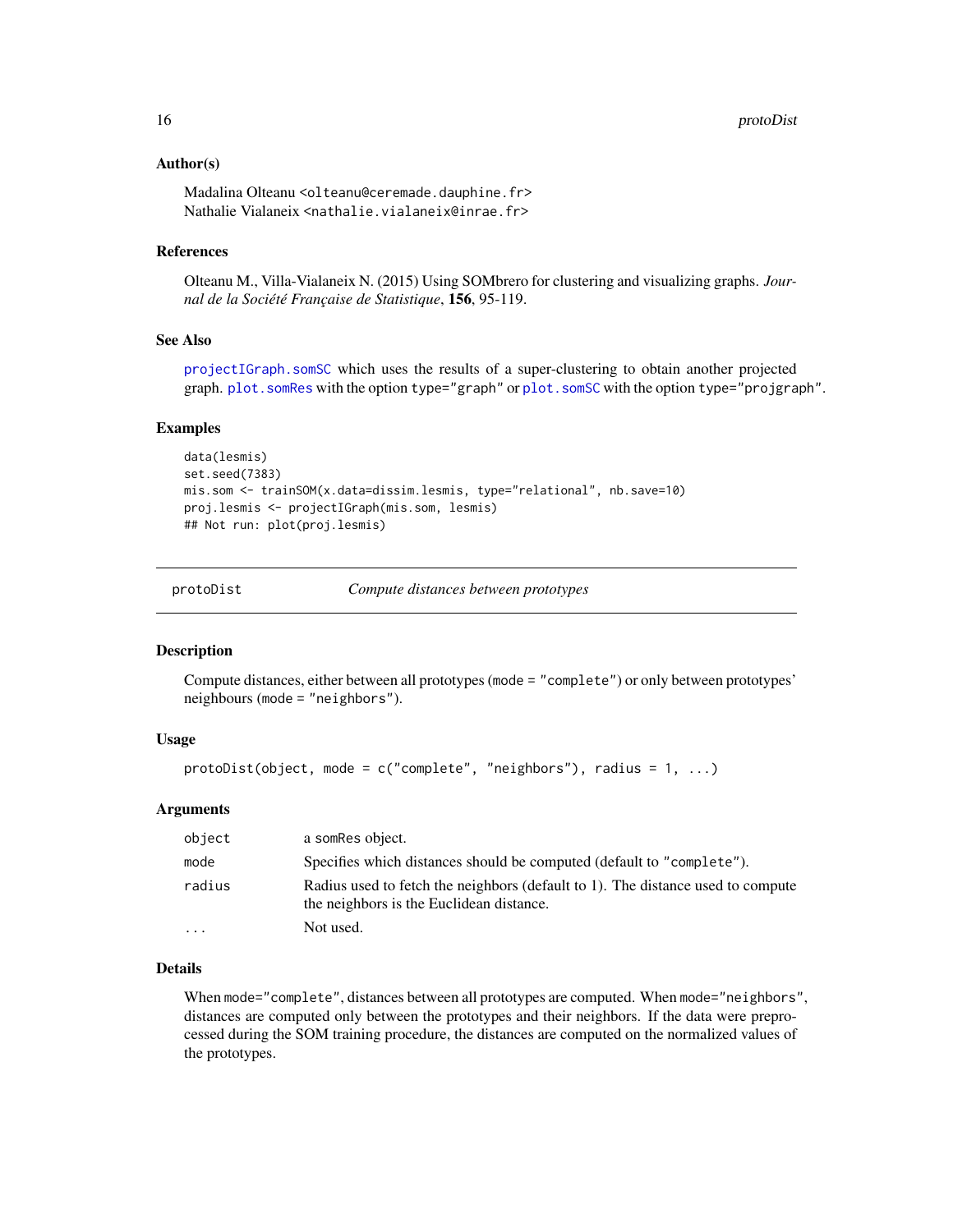### Author(s)

Madalina Olteanu <olteanu@ceremade.dauphine.fr>
Nathalie Vialaneix <nathalie.vialaneix@inrae.fr>

### References

Olteanu M., Villa-Vialaneix N. (2015) Using SOMbrero for clustering and visualizing graphs. *Journal de la Société Française de Statistique*, **156**, 95-119.

### See Also

projectIGraph.somSC which uses the results of a super-clustering to obtain another projected graph. plot.somRes with the option type="graph" or plot.somSC with the option type="projgraph".

### Examples

```
data(lesmis)
set.seed(7383)
mis.som <- trainSOM(x.data=dissim.lesmis, type="relational", nb.save=10)
proj.lesmis <- projectIGraph(mis.som, lesmis)
## Not run: plot(proj.lesmis)
```

---

## protoDist — *Compute distances between prototypes*

### Description

Compute distances, either between all prototypes (mode = "complete") or only between prototypes' neighbours (mode = "neighbors").

### Usage

```
protoDist(object, mode = c("complete", "neighbors"), radius = 1, ...)
```

### Arguments

| | |
|---|---|
| object | a somRes object. |
| mode | Specifies which distances should be computed (default to "complete"). |
| radius | Radius used to fetch the neighbors (default to 1). The distance used to compute the neighbors is the Euclidean distance. |
| ... | Not used. |

### Details

When mode="complete", distances between all prototypes are computed. When mode="neighbors", distances are computed only between the prototypes and their neighbors. If the data were preprocessed during the SOM training procedure, the distances are computed on the normalized values of the prototypes.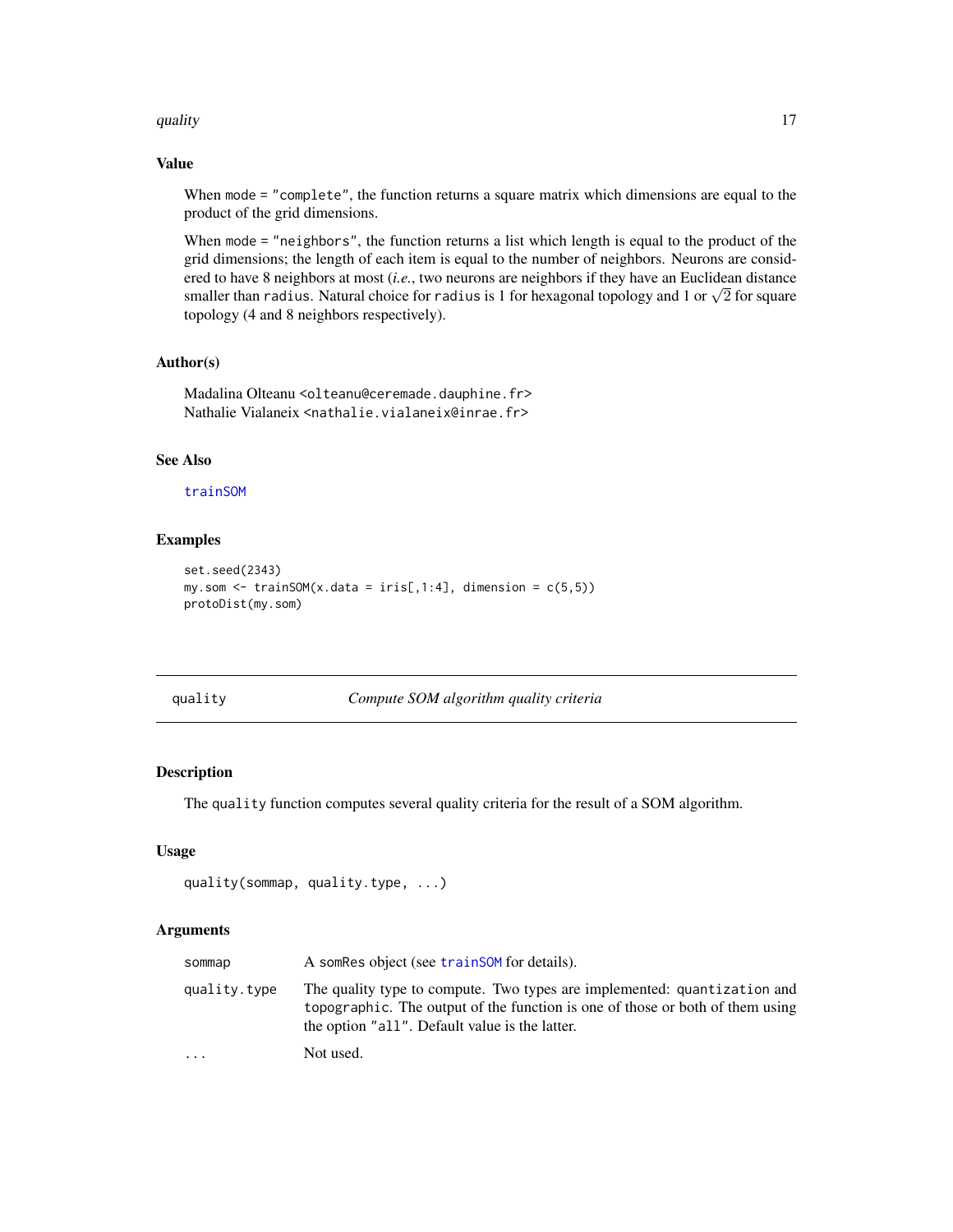### Value

When `mode = "complete"`, the function returns a square matrix which dimensions are equal to the product of the grid dimensions.

When `mode = "neighbors"`, the function returns a list which length is equal to the product of the grid dimensions; the length of each item is equal to the number of neighbors. Neurons are considered to have 8 neighbors at most (*i.e.*, two neurons are neighbors if they have an Euclidean distance smaller than `radius`. Natural choice for `radius` is 1 for hexagonal topology and 1 or $\sqrt{2}$ for square topology (4 and 8 neighbors respectively).

### Author(s)

Madalina Olteanu <olteanu@ceremade.dauphine.fr>
Nathalie Vialaneix <nathalie.vialaneix@inrae.fr>

### See Also

`trainSOM`

### Examples

```
set.seed(2343)
my.som <- trainSOM(x.data = iris[,1:4], dimension = c(5,5))
protoDist(my.som)
```

---

## quality — *Compute SOM algorithm quality criteria*

### Description

The `quality` function computes several quality criteria for the result of a SOM algorithm.

### Usage

```
quality(sommap, quality.type, ...)
```

### Arguments

| | |
|---|---|
| `sommap` | A `somRes` object (see `trainSOM` for details). |
| `quality.type` | The quality type to compute. Two types are implemented: `quantization` and `topographic`. The output of the function is one of those or both of them using the option `"all"`. Default value is the latter. |
| `...` | Not used. |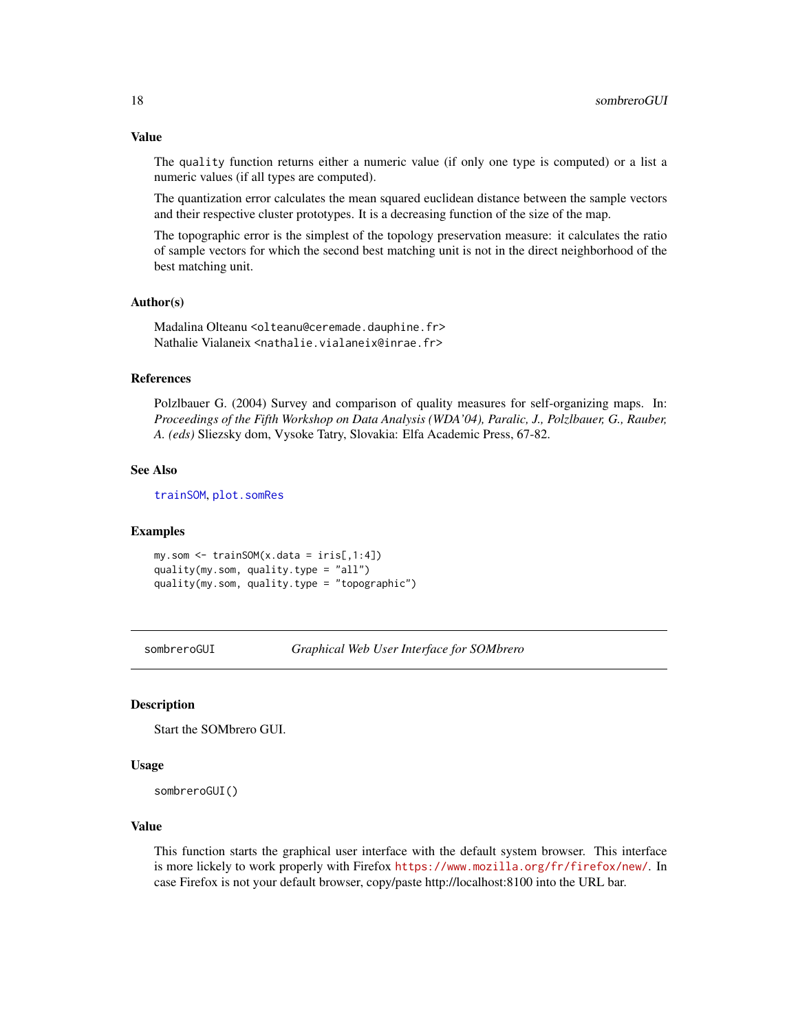### Value

The `quality` function returns either a numeric value (if only one type is computed) or a list a numeric values (if all types are computed).

The quantization error calculates the mean squared euclidean distance between the sample vectors and their respective cluster prototypes. It is a decreasing function of the size of the map.

The topographic error is the simplest of the topology preservation measure: it calculates the ratio of sample vectors for which the second best matching unit is not in the direct neighborhood of the best matching unit.

### Author(s)

Madalina Olteanu <olteanu@ceremade.dauphine.fr>
Nathalie Vialaneix <nathalie.vialaneix@inrae.fr>

### References

Polzlbauer G. (2004) Survey and comparison of quality measures for self-organizing maps. In: *Proceedings of the Fifth Workshop on Data Analysis (WDA'04), Paralic, J., Polzlbauer, G., Rauber, A. (eds)* Sliezsky dom, Vysoke Tatry, Slovakia: Elfa Academic Press, 67-82.

### See Also

`trainSOM`, `plot.somRes`

### Examples

```
my.som <- trainSOM(x.data = iris[,1:4])
quality(my.som, quality.type = "all")
quality(my.som, quality.type = "topographic")
```

---

## sombreroGUI — *Graphical Web User Interface for SOMbrero*

---

### Description

Start the SOMbrero GUI.

### Usage

```
sombreroGUI()
```

### Value

This function starts the graphical user interface with the default system browser. This interface is more lickely to work properly with Firefox `https://www.mozilla.org/fr/firefox/new/`. In case Firefox is not your default browser, copy/paste http://localhost:8100 into the URL bar.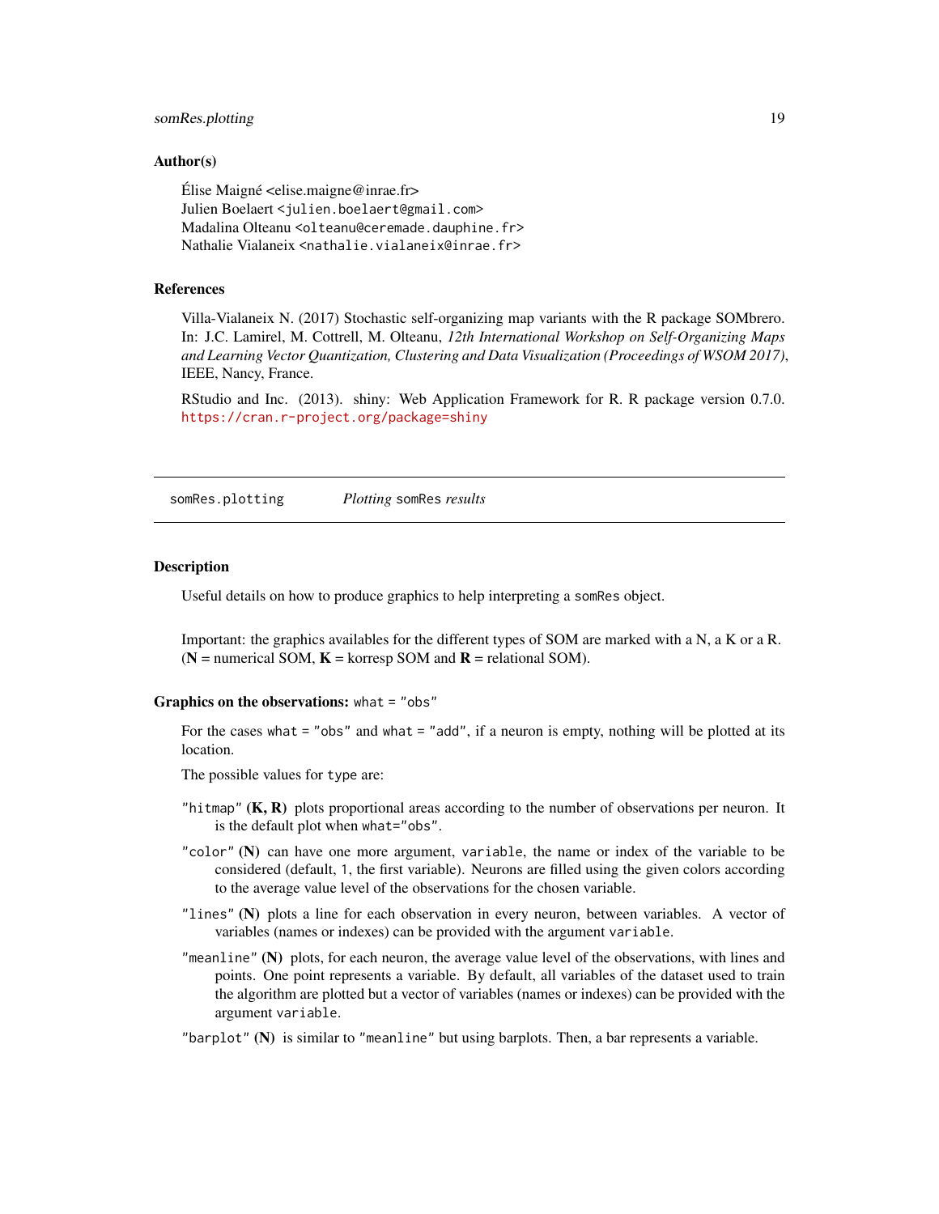### Author(s)

Élise Maigné <elise.maigne@inrae.fr>
Julien Boelaert <julien.boelaert@gmail.com>
Madalina Olteanu <olteanu@ceremade.dauphine.fr>
Nathalie Vialaneix <nathalie.vialaneix@inrae.fr>

### References

Villa-Vialaneix N. (2017) Stochastic self-organizing map variants with the R package SOMbrero. In: J.C. Lamirel, M. Cottrell, M. Olteanu, *12th International Workshop on Self-Organizing Maps and Learning Vector Quantization, Clustering and Data Visualization (Proceedings of WSOM 2017)*, IEEE, Nancy, France.

RStudio and Inc. (2013). shiny: Web Application Framework for R. R package version 0.7.0. https://cran.r-project.org/package=shiny

---

## somRes.plotting — *Plotting* `somRes` *results*

### Description

Useful details on how to produce graphics to help interpreting a `somRes` object.

Important: the graphics availables for the different types of SOM are marked with a N, a K or a R. (**N** = numerical SOM, **K** = korresp SOM and **R** = relational SOM).

### Graphics on the observations: `what = "obs"`

For the cases `what = "obs"` and `what = "add"`, if a neuron is empty, nothing will be plotted at its location.

The possible values for `type` are:

- `"hitmap"` **(K, R)** plots proportional areas according to the number of observations per neuron. It is the default plot when `what="obs"`.
- `"color"` **(N)** can have one more argument, `variable`, the name or index of the variable to be considered (default, `1`, the first variable). Neurons are filled using the given colors according to the average value level of the observations for the chosen variable.
- `"lines"` **(N)** plots a line for each observation in every neuron, between variables. A vector of variables (names or indexes) can be provided with the argument `variable`.
- `"meanline"` **(N)** plots, for each neuron, the average value level of the observations, with lines and points. One point represents a variable. By default, all variables of the dataset used to train the algorithm are plotted but a vector of variables (names or indexes) can be provided with the argument `variable`.
- `"barplot"` **(N)** is similar to `"meanline"` but using barplots. Then, a bar represents a variable.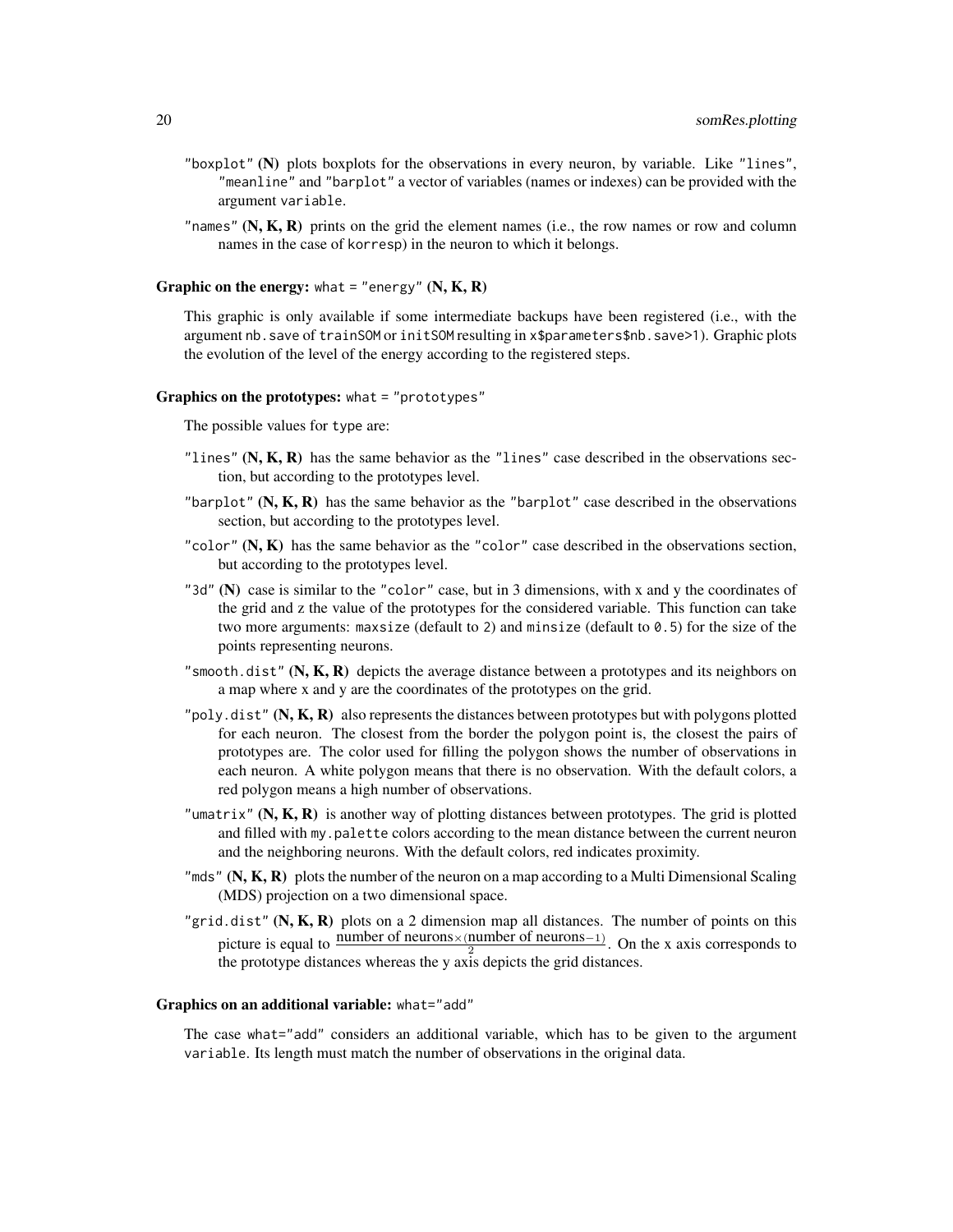"boxplot" **(N)** plots boxplots for the observations in every neuron, by variable. Like "lines", "meanline" and "barplot" a vector of variables (names or indexes) can be provided with the argument `variable`.

"names" **(N, K, R)** prints on the grid the element names (i.e., the row names or row and column names in the case of `korresp`) in the neuron to which it belongs.

**Graphic on the energy:** `what = "energy"` **(N, K, R)**

This graphic is only available if some intermediate backups have been registered (i.e., with the argument `nb.save` of `trainSOM` or `initSOM` resulting in `x$parameters$nb.save>1`). Graphic plots the evolution of the level of the energy according to the registered steps.

**Graphics on the prototypes:** `what = "prototypes"`

The possible values for `type` are:

"lines" **(N, K, R)** has the same behavior as the "lines" case described in the observations section, but according to the prototypes level.

"barplot" **(N, K, R)** has the same behavior as the "barplot" case described in the observations section, but according to the prototypes level.

"color" **(N, K)** has the same behavior as the "color" case described in the observations section, but according to the prototypes level.

"3d" **(N)** case is similar to the "color" case, but in 3 dimensions, with x and y the coordinates of the grid and z the value of the prototypes for the considered variable. This function can take two more arguments: `maxsize` (default to `2`) and `minsize` (default to `0.5`) for the size of the points representing neurons.

"smooth.dist" **(N, K, R)** depicts the average distance between a prototypes and its neighbors on a map where x and y are the coordinates of the prototypes on the grid.

"poly.dist" **(N, K, R)** also represents the distances between prototypes but with polygons plotted for each neuron. The closest from the border the polygon point is, the closest the pairs of prototypes are. The color used for filling the polygon shows the number of observations in each neuron. A white polygon means that there is no observation. With the default colors, a red polygon means a high number of observations.

"umatrix" **(N, K, R)** is another way of plotting distances between prototypes. The grid is plotted and filled with `my.palette` colors according to the mean distance between the current neuron and the neighboring neurons. With the default colors, red indicates proximity.

"mds" **(N, K, R)** plots the number of the neuron on a map according to a Multi Dimensional Scaling (MDS) projection on a two dimensional space.

"grid.dist" **(N, K, R)** plots on a 2 dimension map all distances. The number of points on this picture is equal to $\frac{\text{number of neurons} \times (\text{number of neurons} - 1)}{2}$. On the x axis corresponds to the prototype distances whereas the y axis depicts the grid distances.

**Graphics on an additional variable:** `what="add"`

The case `what="add"` considers an additional variable, which has to be given to the argument `variable`. Its length must match the number of observations in the original data.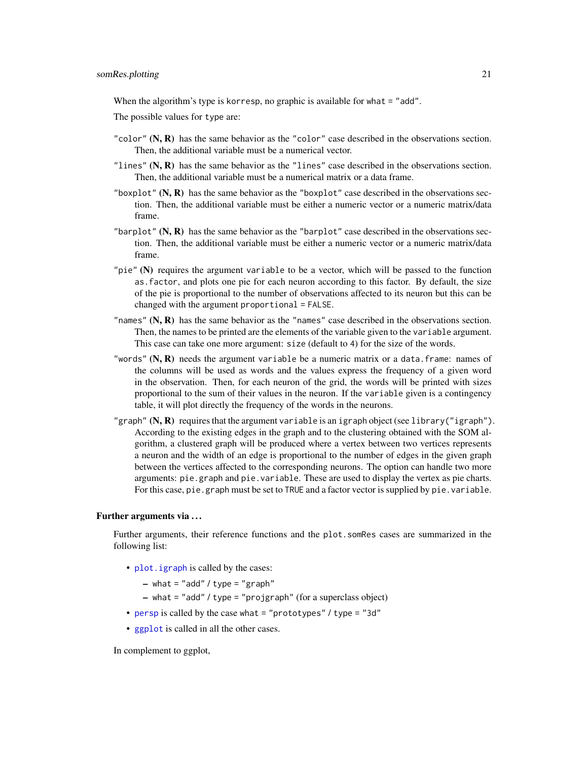When the algorithm's type is `korresp`, no graphic is available for `what = "add"`.

The possible values for `type` are:

`"color"` **(N, R)** has the same behavior as the `"color"` case described in the observations section. Then, the additional variable must be a numerical vector.

`"lines"` **(N, R)** has the same behavior as the `"lines"` case described in the observations section. Then, the additional variable must be a numerical matrix or a data frame.

`"boxplot"` **(N, R)** has the same behavior as the `"boxplot"` case described in the observations section. Then, the additional variable must be either a numeric vector or a numeric matrix/data frame.

`"barplot"` **(N, R)** has the same behavior as the `"barplot"` case described in the observations section. Then, the additional variable must be either a numeric vector or a numeric matrix/data frame.

`"pie"` **(N)** requires the argument `variable` to be a vector, which will be passed to the function `as.factor`, and plots one pie for each neuron according to this factor. By default, the size of the pie is proportional to the number of observations affected to its neuron but this can be changed with the argument `proportional = FALSE`.

`"names"` **(N, R)** has the same behavior as the `"names"` case described in the observations section. Then, the names to be printed are the elements of the variable given to the `variable` argument. This case can take one more argument: `size` (default to 4) for the size of the words.

`"words"` **(N, R)** needs the argument `variable` be a numeric matrix or a `data.frame`: names of the columns will be used as words and the values express the frequency of a given word in the observation. Then, for each neuron of the grid, the words will be printed with sizes proportional to the sum of their values in the neuron. If the `variable` given is a contingency table, it will plot directly the frequency of the words in the neurons.

`"graph"` **(N, R)** requires that the argument `variable` is an `igraph` object (see `library("igraph")`). According to the existing edges in the graph and to the clustering obtained with the SOM algorithm, a clustered graph will be produced where a vertex between two vertices represents a neuron and the width of an edge is proportional to the number of edges in the given graph between the vertices affected to the corresponding neurons. The option can handle two more arguments: `pie.graph` and `pie.variable`. These are used to display the vertex as pie charts. For this case, `pie.graph` must be set to `TRUE` and a factor vector is supplied by `pie.variable`.

### Further arguments via ...

Further arguments, their reference functions and the `plot.somRes` cases are summarized in the following list:

- `plot.igraph` is called by the cases:
  - `what = "add"` / `type = "graph"`
  - `what = "add"` / `type = "projgraph"` (for a superclass object)
- `persp` is called by the case `what = "prototypes"` / `type = "3d"`
- `ggplot` is called in all the other cases.

In complement to ggplot,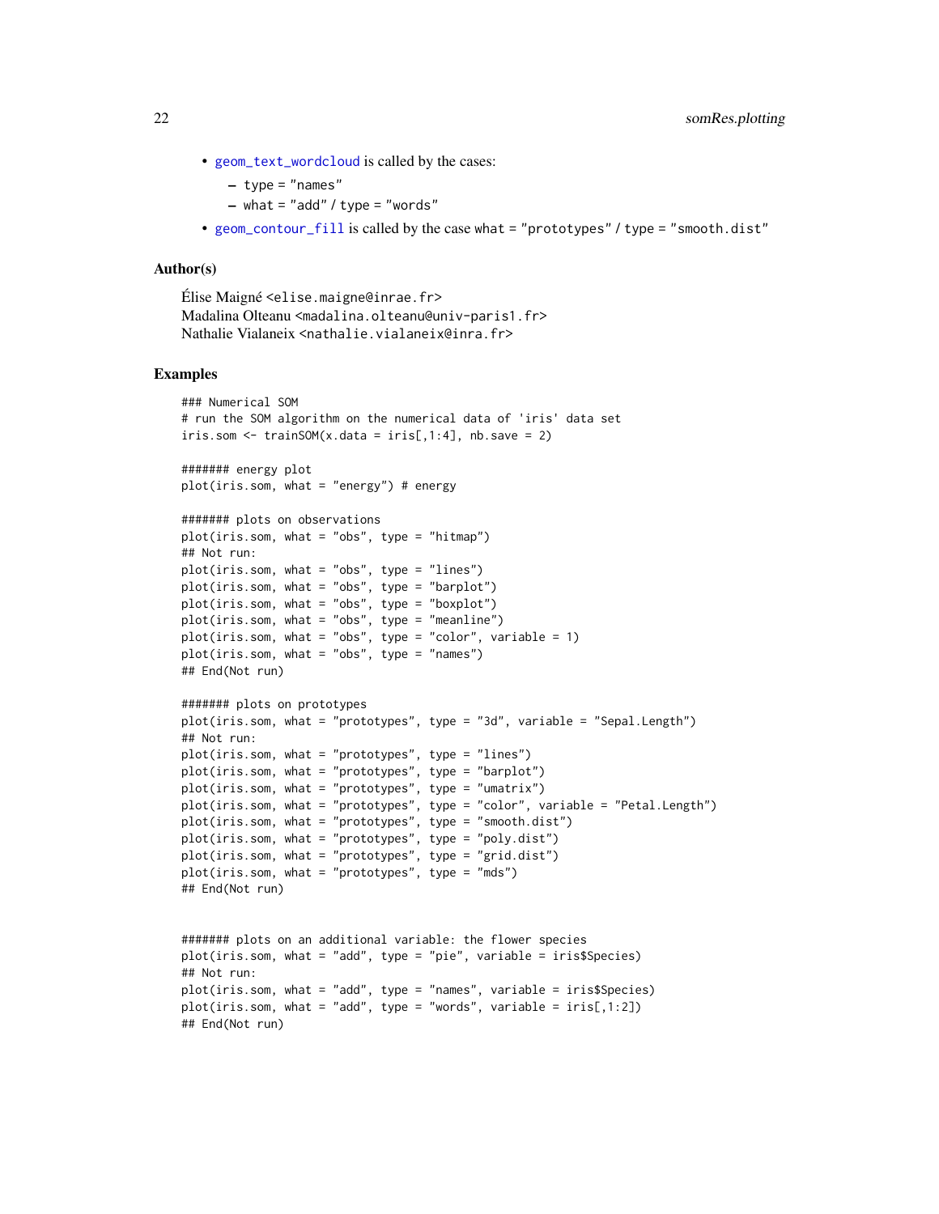- geom_text_wordcloud is called by the cases:
  - type = "names"
  - what = "add" / type = "words"
- geom_contour_fill is called by the case what = "prototypes" / type = "smooth.dist"

### Author(s)

Élise Maigné <elise.maigne@inrae.fr>
Madalina Olteanu <madalina.olteanu@univ-paris1.fr>
Nathalie Vialaneix <nathalie.vialaneix@inra.fr>

### Examples

```
### Numerical SOM
# run the SOM algorithm on the numerical data of 'iris' data set
iris.som <- trainSOM(x.data = iris[,1:4], nb.save = 2)

####### energy plot
plot(iris.som, what = "energy") # energy

####### plots on observations
plot(iris.som, what = "obs", type = "hitmap")
## Not run:
plot(iris.som, what = "obs", type = "lines")
plot(iris.som, what = "obs", type = "barplot")
plot(iris.som, what = "obs", type = "boxplot")
plot(iris.som, what = "obs", type = "meanline")
plot(iris.som, what = "obs", type = "color", variable = 1)
plot(iris.som, what = "obs", type = "names")
## End(Not run)

####### plots on prototypes
plot(iris.som, what = "prototypes", type = "3d", variable = "Sepal.Length")
## Not run:
plot(iris.som, what = "prototypes", type = "lines")
plot(iris.som, what = "prototypes", type = "barplot")
plot(iris.som, what = "prototypes", type = "umatrix")
plot(iris.som, what = "prototypes", type = "color", variable = "Petal.Length")
plot(iris.som, what = "prototypes", type = "smooth.dist")
plot(iris.som, what = "prototypes", type = "poly.dist")
plot(iris.som, what = "prototypes", type = "grid.dist")
plot(iris.som, what = "prototypes", type = "mds")
## End(Not run)


####### plots on an additional variable: the flower species
plot(iris.som, what = "add", type = "pie", variable = iris$Species)
## Not run:
plot(iris.som, what = "add", type = "names", variable = iris$Species)
plot(iris.som, what = "add", type = "words", variable = iris[,1:2])
## End(Not run)
```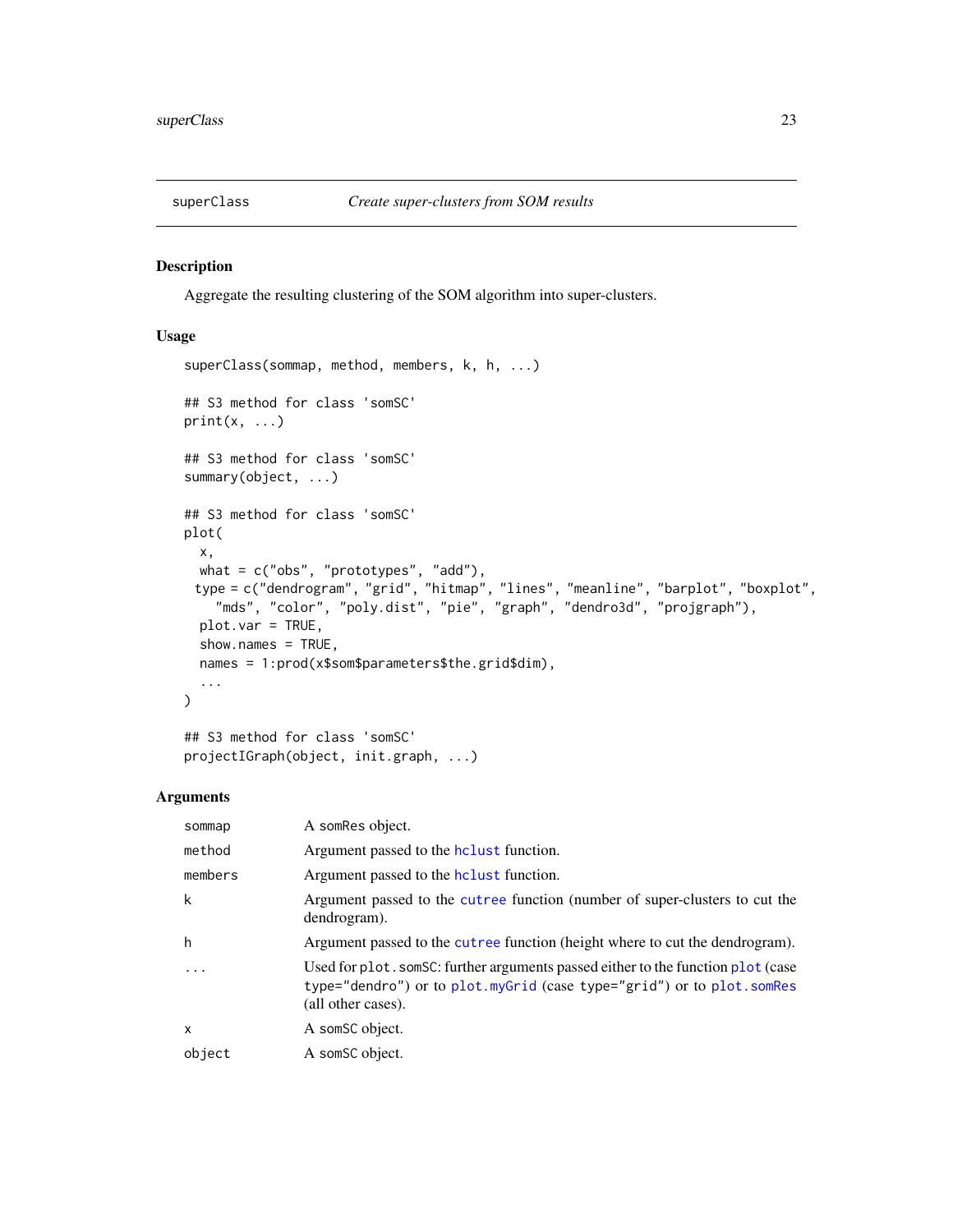superClass *Create super-clusters from SOM results*

## Description

Aggregate the resulting clustering of the SOM algorithm into super-clusters.

## Usage

```
superClass(sommap, method, members, k, h, ...)

## S3 method for class 'somSC'
print(x, ...)

## S3 method for class 'somSC'
summary(object, ...)

## S3 method for class 'somSC'
plot(
  x,
  what = c("obs", "prototypes", "add"),
 type = c("dendrogram", "grid", "hitmap", "lines", "meanline", "barplot", "boxplot",
    "mds", "color", "poly.dist", "pie", "graph", "dendro3d", "projgraph"),
  plot.var = TRUE,
  show.names = TRUE,
  names = 1:prod(x$som$parameters$the.grid$dim),
  ...
)

## S3 method for class 'somSC'
projectIGraph(object, init.graph, ...)
```

## Arguments

| | |
|---|---|
| sommap | A somRes object. |
| method | Argument passed to the hclust function. |
| members | Argument passed to the hclust function. |
| k | Argument passed to the cutree function (number of super-clusters to cut the dendrogram). |
| h | Argument passed to the cutree function (height where to cut the dendrogram). |
| ... | Used for plot.somSC: further arguments passed either to the function plot (case type="dendro") or to plot.myGrid (case type="grid") or to plot.somRes (all other cases). |
| x | A somSC object. |
| object | A somSC object. |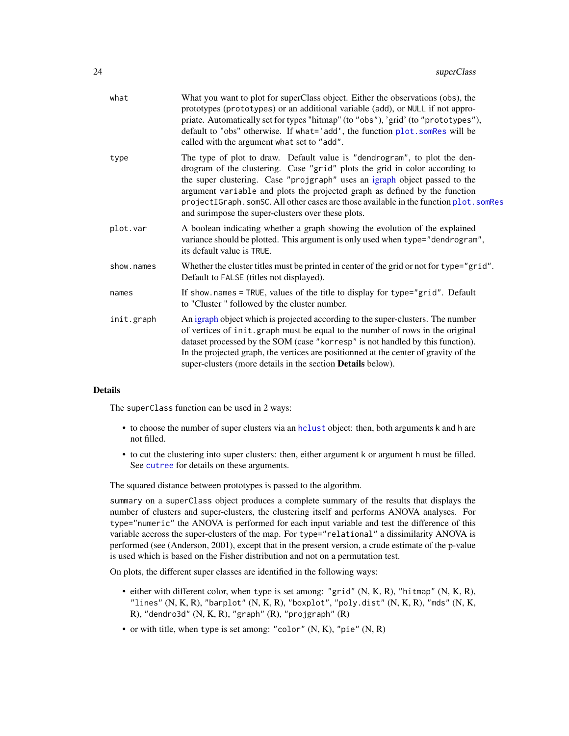what
: What you want to plot for superClass object. Either the observations (obs), the prototypes (prototypes) or an additional variable (add), or NULL if not appropriate. Automatically set for types "hitmap" (to "obs"), 'grid' (to "prototypes"), default to "obs" otherwise. If what='add', the function plot.somRes will be called with the argument what set to "add".

type
: The type of plot to draw. Default value is "dendrogram", to plot the dendrogram of the clustering. Case "grid" plots the grid in color according to the super clustering. Case "projgraph" uses an igraph object passed to the argument variable and plots the projected graph as defined by the function projectIGraph.somSC. All other cases are those available in the function plot.somRes and surimpose the super-clusters over these plots.

plot.var
: A boolean indicating whether a graph showing the evolution of the explained variance should be plotted. This argument is only used when type="dendrogram", its default value is TRUE.

show.names
: Whether the cluster titles must be printed in center of the grid or not for type="grid". Default to FALSE (titles not displayed).

names
: If show.names = TRUE, values of the title to display for type="grid". Default to "Cluster " followed by the cluster number.

init.graph
: An igraph object which is projected according to the super-clusters. The number of vertices of init.graph must be equal to the number of rows in the original dataset processed by the SOM (case "korresp" is not handled by this function). In the projected graph, the vertices are positionned at the center of gravity of the super-clusters (more details in the section **Details** below).

## Details

The superClass function can be used in 2 ways:

- to choose the number of super clusters via an hclust object: then, both arguments k and h are not filled.
- to cut the clustering into super clusters: then, either argument k or argument h must be filled. See cutree for details on these arguments.

The squared distance between prototypes is passed to the algorithm.

summary on a superClass object produces a complete summary of the results that displays the number of clusters and super-clusters, the clustering itself and performs ANOVA analyses. For type="numeric" the ANOVA is performed for each input variable and test the difference of this variable accross the super-clusters of the map. For type="relational" a dissimilarity ANOVA is performed (see (Anderson, 2001), except that in the present version, a crude estimate of the p-value is used which is based on the Fisher distribution and not on a permutation test.

On plots, the different super classes are identified in the following ways:

- either with different color, when type is set among: "grid" (N, K, R), "hitmap" (N, K, R), "lines" (N, K, R), "barplot" (N, K, R), "boxplot", "poly.dist" (N, K, R), "mds" (N, K, R), "dendro3d" (N, K, R), "graph" (R), "projgraph" (R)
- or with title, when type is set among: "color" (N, K), "pie" (N, R)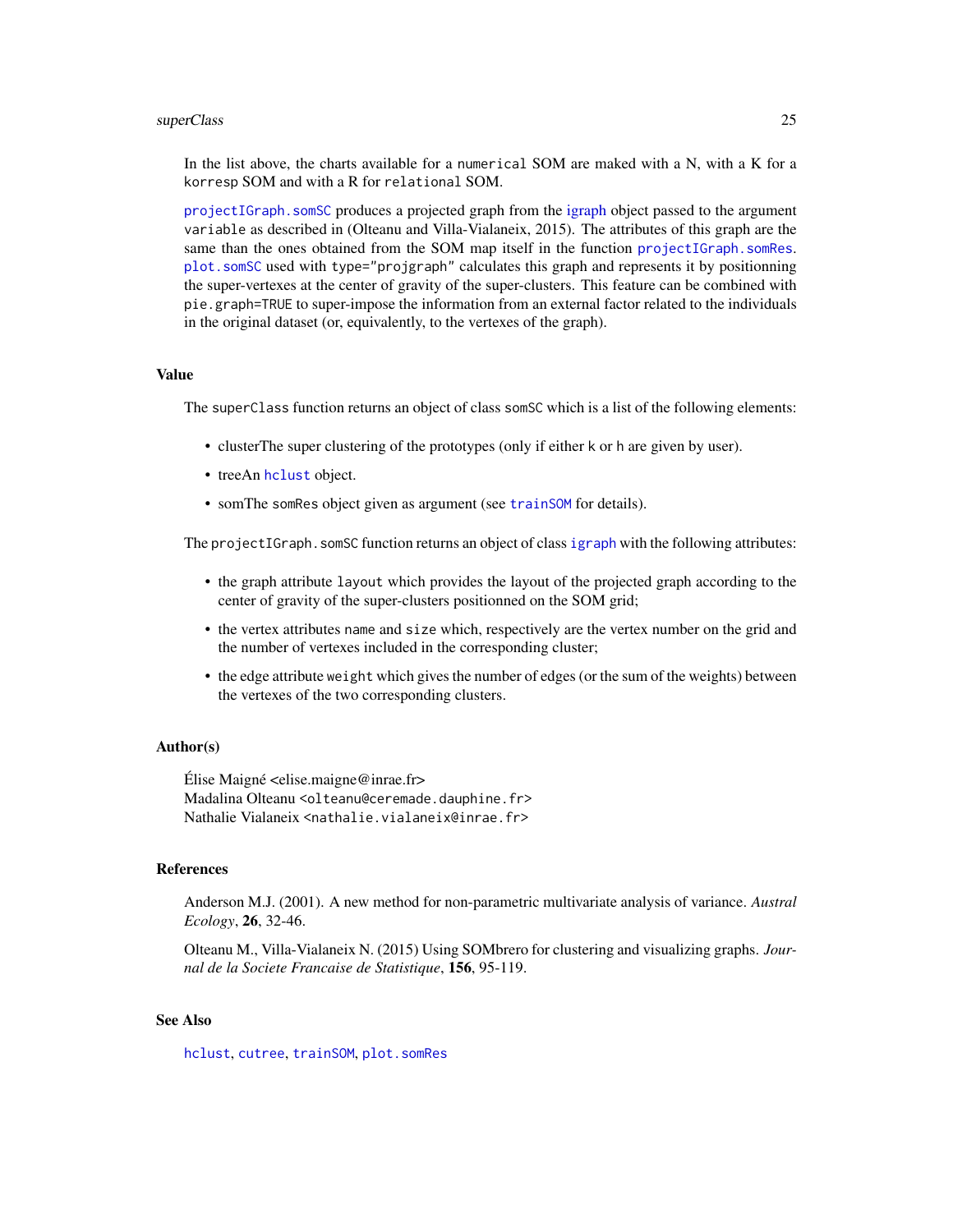In the list above, the charts available for a `numerical` SOM are maked with a N, with a K for a `korresp` SOM and with a R for `relational` SOM.

`projectIGraph.somSC` produces a projected graph from the igraph object passed to the argument `variable` as described in (Olteanu and Villa-Vialaneix, 2015). The attributes of this graph are the same than the ones obtained from the SOM map itself in the function `projectIGraph.somRes`. `plot.somSC` used with `type="projgraph"` calculates this graph and represents it by positionning the super-vertexes at the center of gravity of the super-clusters. This feature can be combined with `pie.graph=TRUE` to super-impose the information from an external factor related to the individuals in the original dataset (or, equivalently, to the vertexes of the graph).

## Value

The `superClass` function returns an object of class `somSC` which is a list of the following elements:

- clusterThe super clustering of the prototypes (only if either `k` or `h` are given by user).
- treeAn `hclust` object.
- somThe `somRes` object given as argument (see `trainSOM` for details).

The `projectIGraph.somSC` function returns an object of class `igraph` with the following attributes:

- the graph attribute `layout` which provides the layout of the projected graph according to the center of gravity of the super-clusters positionned on the SOM grid;
- the vertex attributes `name` and `size` which, respectively are the vertex number on the grid and the number of vertexes included in the corresponding cluster;
- the edge attribute `weight` which gives the number of edges (or the sum of the weights) between the vertexes of the two corresponding clusters.

## Author(s)

Élise Maigné <elise.maigne@inrae.fr>
Madalina Olteanu <olteanu@ceremade.dauphine.fr>
Nathalie Vialaneix <nathalie.vialaneix@inrae.fr>

## References

Anderson M.J. (2001). A new method for non-parametric multivariate analysis of variance. *Austral Ecology*, **26**, 32-46.

Olteanu M., Villa-Vialaneix N. (2015) Using SOMbrero for clustering and visualizing graphs. *Journal de la Societe Francaise de Statistique*, **156**, 95-119.

## See Also

`hclust`, `cutree`, `trainSOM`, `plot.somRes`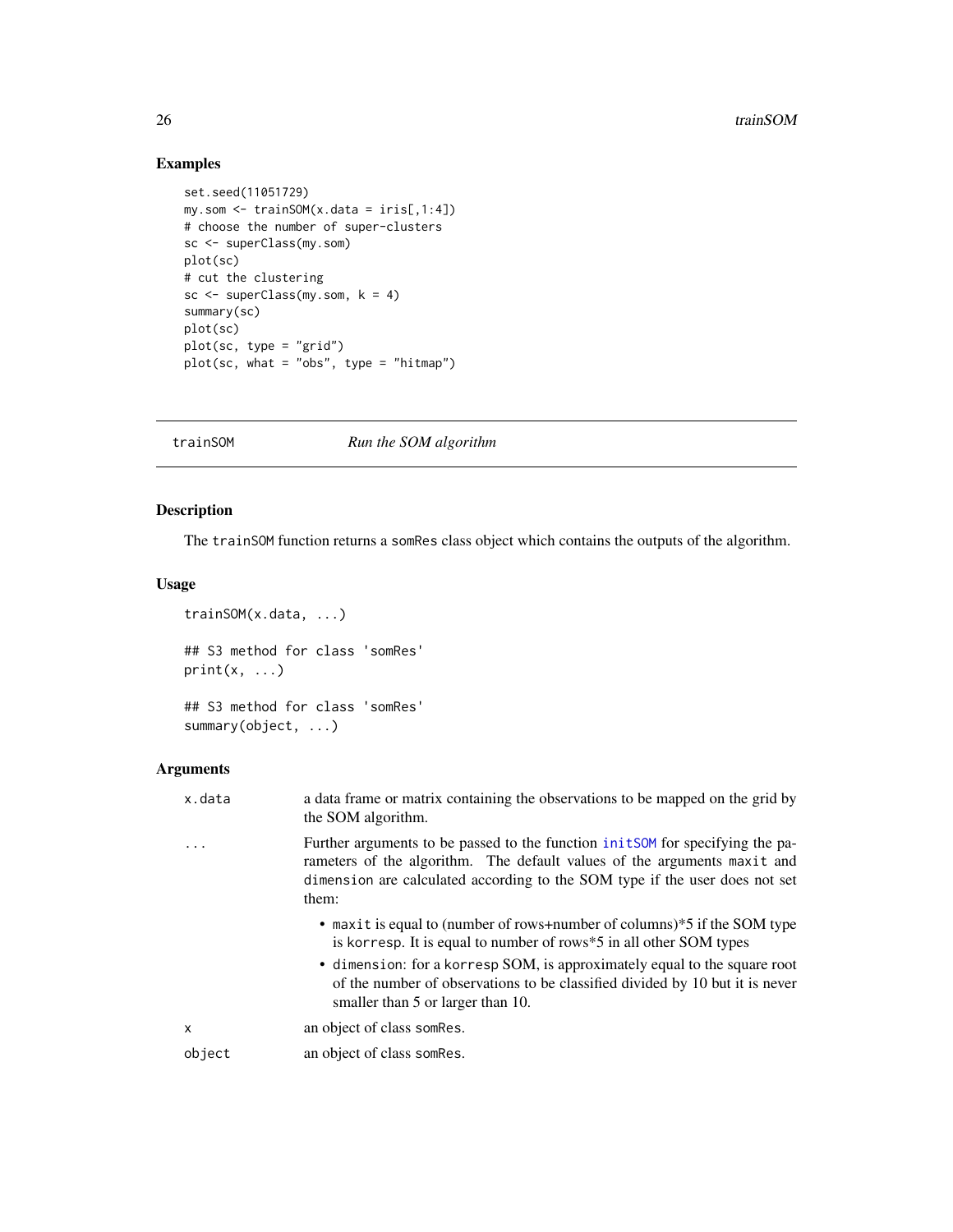## Examples

```
set.seed(11051729)
my.som <- trainSOM(x.data = iris[,1:4])
# choose the number of super-clusters
sc <- superClass(my.som)
plot(sc)
# cut the clustering
sc <- superClass(my.som, k = 4)
summary(sc)
plot(sc)
plot(sc, type = "grid")
plot(sc, what = "obs", type = "hitmap")
```

---

# trainSOM — *Run the SOM algorithm*

---

## Description

The `trainSOM` function returns a `somRes` class object which contains the outputs of the algorithm.

## Usage

```
trainSOM(x.data, ...)

## S3 method for class 'somRes'
print(x, ...)

## S3 method for class 'somRes'
summary(object, ...)
```

## Arguments

| | |
|---|---|
| `x.data` | a data frame or matrix containing the observations to be mapped on the grid by the SOM algorithm. |
| `...` | Further arguments to be passed to the function `initSOM` for specifying the parameters of the algorithm. The default values of the arguments `maxit` and `dimension` are calculated according to the SOM type if the user does not set them: <br> • `maxit` is equal to (number of rows+number of columns)*5 if the SOM type is `korresp`. It is equal to number of rows*5 in all other SOM types <br> • `dimension`: for a `korresp` SOM, is approximately equal to the square root of the number of observations to be classified divided by 10 but it is never smaller than 5 or larger than 10. |
| `x` | an object of class `somRes`. |
| `object` | an object of class `somRes`. |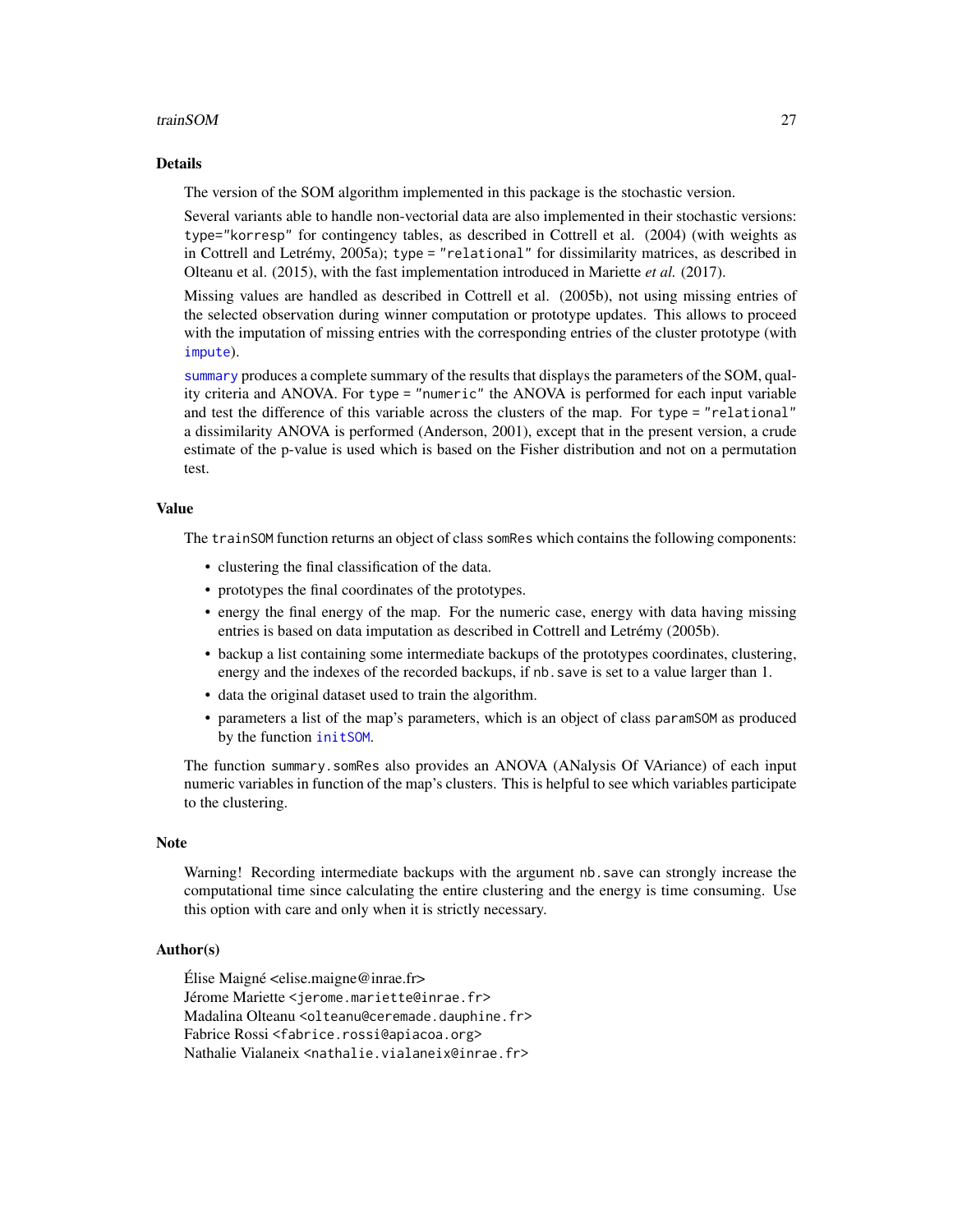## Details

The version of the SOM algorithm implemented in this package is the stochastic version.

Several variants able to handle non-vectorial data are also implemented in their stochastic versions: `type="korresp"` for contingency tables, as described in Cottrell et al. (2004) (with weights as in Cottrell and Letrémy, 2005a); `type = "relational"` for dissimilarity matrices, as described in Olteanu et al. (2015), with the fast implementation introduced in Mariette *et al.* (2017).

Missing values are handled as described in Cottrell et al. (2005b), not using missing entries of the selected observation during winner computation or prototype updates. This allows to proceed with the imputation of missing entries with the corresponding entries of the cluster prototype (with `impute`).

`summary` produces a complete summary of the results that displays the parameters of the SOM, quality criteria and ANOVA. For `type = "numeric"` the ANOVA is performed for each input variable and test the difference of this variable across the clusters of the map. For `type = "relational"` a dissimilarity ANOVA is performed (Anderson, 2001), except that in the present version, a crude estimate of the p-value is used which is based on the Fisher distribution and not on a permutation test.

## Value

The `trainSOM` function returns an object of class `somRes` which contains the following components:

- clustering the final classification of the data.
- prototypes the final coordinates of the prototypes.
- energy the final energy of the map. For the numeric case, energy with data having missing entries is based on data imputation as described in Cottrell and Letrémy (2005b).
- backup a list containing some intermediate backups of the prototypes coordinates, clustering, energy and the indexes of the recorded backups, if `nb.save` is set to a value larger than 1.
- data the original dataset used to train the algorithm.
- parameters a list of the map's parameters, which is an object of class `paramSOM` as produced by the function `initSOM`.

The function `summary.somRes` also provides an ANOVA (ANalysis Of VAriance) of each input numeric variables in function of the map's clusters. This is helpful to see which variables participate to the clustering.

## Note

Warning! Recording intermediate backups with the argument `nb.save` can strongly increase the computational time since calculating the entire clustering and the energy is time consuming. Use this option with care and only when it is strictly necessary.

## Author(s)

Élise Maigné <elise.maigne@inrae.fr>
Jérome Mariette <jerome.mariette@inrae.fr>
Madalina Olteanu <olteanu@ceremade.dauphine.fr>
Fabrice Rossi <fabrice.rossi@apiacoa.org>
Nathalie Vialaneix <nathalie.vialaneix@inrae.fr>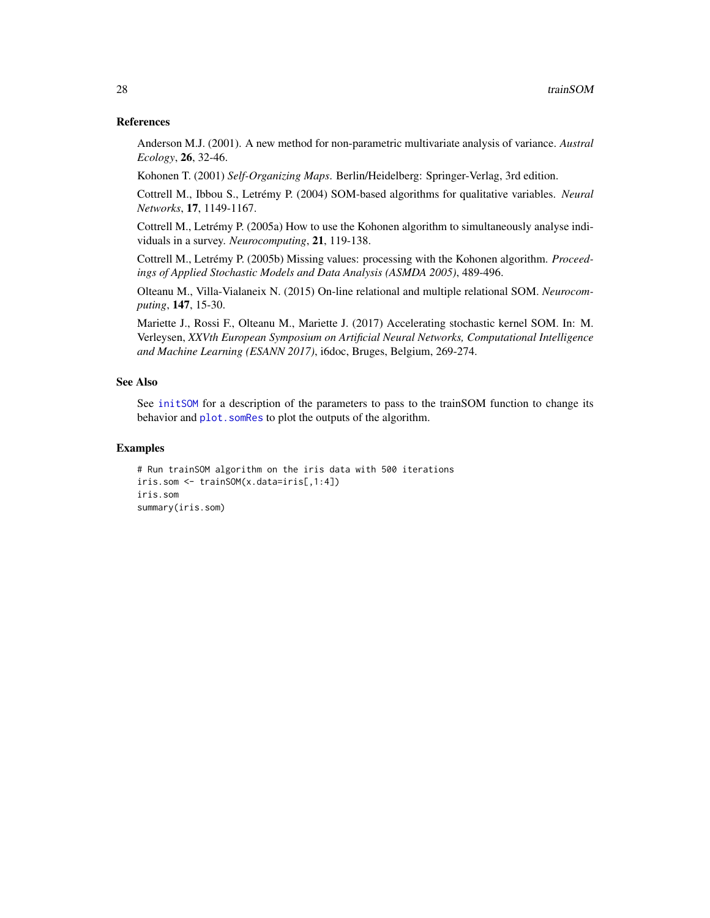## References

Anderson M.J. (2001). A new method for non-parametric multivariate analysis of variance. *Austral Ecology*, **26**, 32-46.

Kohonen T. (2001) *Self-Organizing Maps*. Berlin/Heidelberg: Springer-Verlag, 3rd edition.

Cottrell M., Ibbou S., Letrémy P. (2004) SOM-based algorithms for qualitative variables. *Neural Networks*, **17**, 1149-1167.

Cottrell M., Letrémy P. (2005a) How to use the Kohonen algorithm to simultaneously analyse individuals in a survey. *Neurocomputing*, **21**, 119-138.

Cottrell M., Letrémy P. (2005b) Missing values: processing with the Kohonen algorithm. *Proceedings of Applied Stochastic Models and Data Analysis (ASMDA 2005)*, 489-496.

Olteanu M., Villa-Vialaneix N. (2015) On-line relational and multiple relational SOM. *Neurocomputing*, **147**, 15-30.

Mariette J., Rossi F., Olteanu M., Mariette J. (2017) Accelerating stochastic kernel SOM. In: M. Verleysen, *XXVth European Symposium on Artificial Neural Networks, Computational Intelligence and Machine Learning (ESANN 2017)*, i6doc, Bruges, Belgium, 269-274.

## See Also

See initSOM for a description of the parameters to pass to the trainSOM function to change its behavior and plot.somRes to plot the outputs of the algorithm.

## Examples

```
# Run trainSOM algorithm on the iris data with 500 iterations
iris.som <- trainSOM(x.data=iris[,1:4])
iris.som
summary(iris.som)
```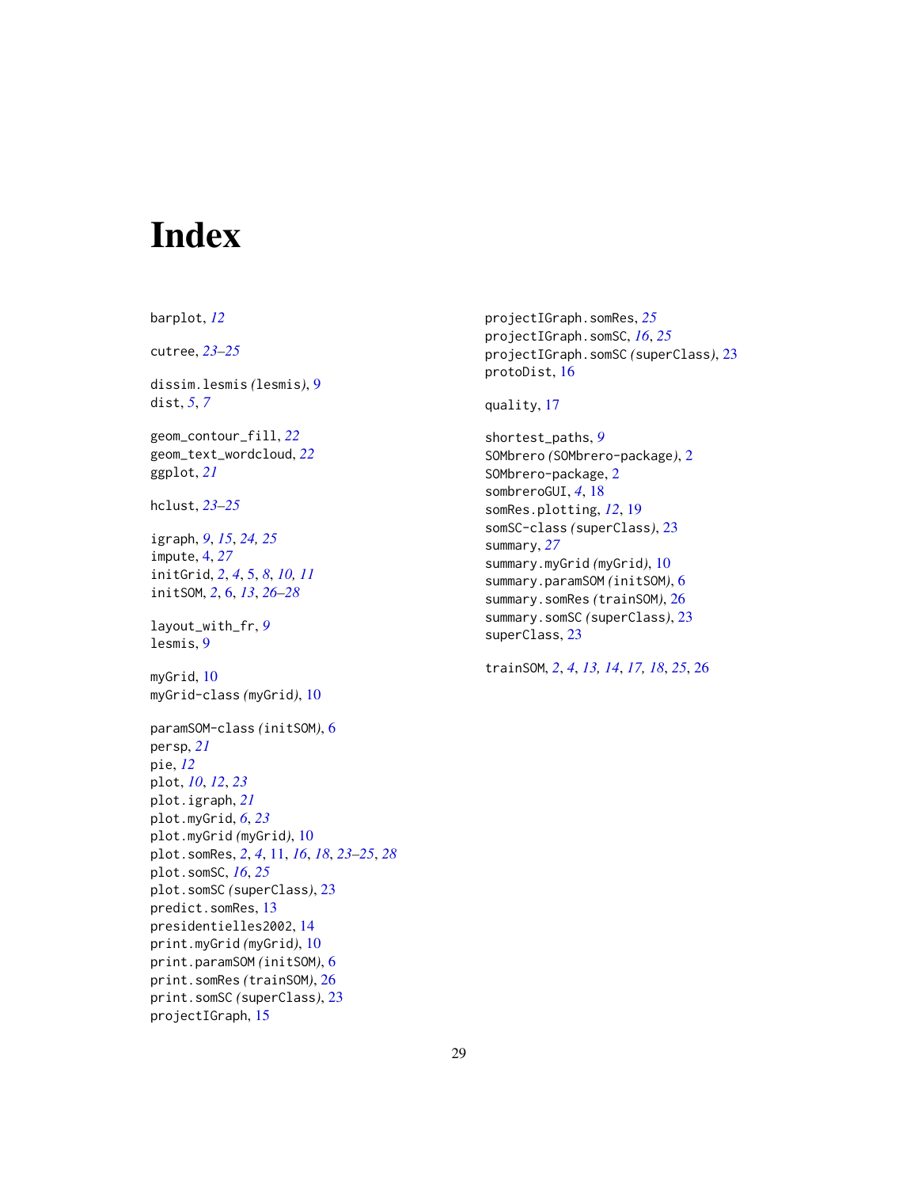# Index

barplot, *12*

cutree, *23–25*

dissim.lesmis *(*lesmis*)*, 9
dist, *5*, *7*

geom_contour_fill, *22*
geom_text_wordcloud, *22*
ggplot, *21*

hclust, *23–25*

igraph, *9*, *15*, *24, 25*
impute, 4, *27*
initGrid, *2*, *4*, 5, *8*, *10, 11*
initSOM, *2*, 6, *13*, *26–28*

layout_with_fr, *9*
lesmis, 9

myGrid, 10
myGrid-class *(*myGrid*)*, 10

paramSOM-class *(*initSOM*)*, 6
persp, *21*
pie, *12*
plot, *10*, *12*, *23*
plot.igraph, *21*
plot.myGrid, *6*, *23*
plot.myGrid *(*myGrid*)*, 10
plot.somRes, *2*, *4*, 11, *16*, *18*, *23–25*, *28*
plot.somSC, *16*, *25*
plot.somSC *(*superClass*)*, 23
predict.somRes, 13
presidentielles2002, 14
print.myGrid *(*myGrid*)*, 10
print.paramSOM *(*initSOM*)*, 6
print.somRes *(*trainSOM*)*, 26
print.somSC *(*superClass*)*, 23
projectIGraph, 15
projectIGraph.somRes, *25*
projectIGraph.somSC, *16*, *25*
projectIGraph.somSC *(*superClass*)*, 23
protoDist, 16

quality, 17

shortest_paths, *9*
SOMbrero *(*SOMbrero-package*)*, 2
SOMbrero-package, 2
sombreroGUI, *4*, 18
somRes.plotting, *12*, 19
somSC-class *(*superClass*)*, 23
summary, *27*
summary.myGrid *(*myGrid*)*, 10
summary.paramSOM *(*initSOM*)*, 6
summary.somRes *(*trainSOM*)*, 26
summary.somSC *(*superClass*)*, 23
superClass, 23

trainSOM, *2*, *4*, *13, 14*, *17, 18*, *25*, 26